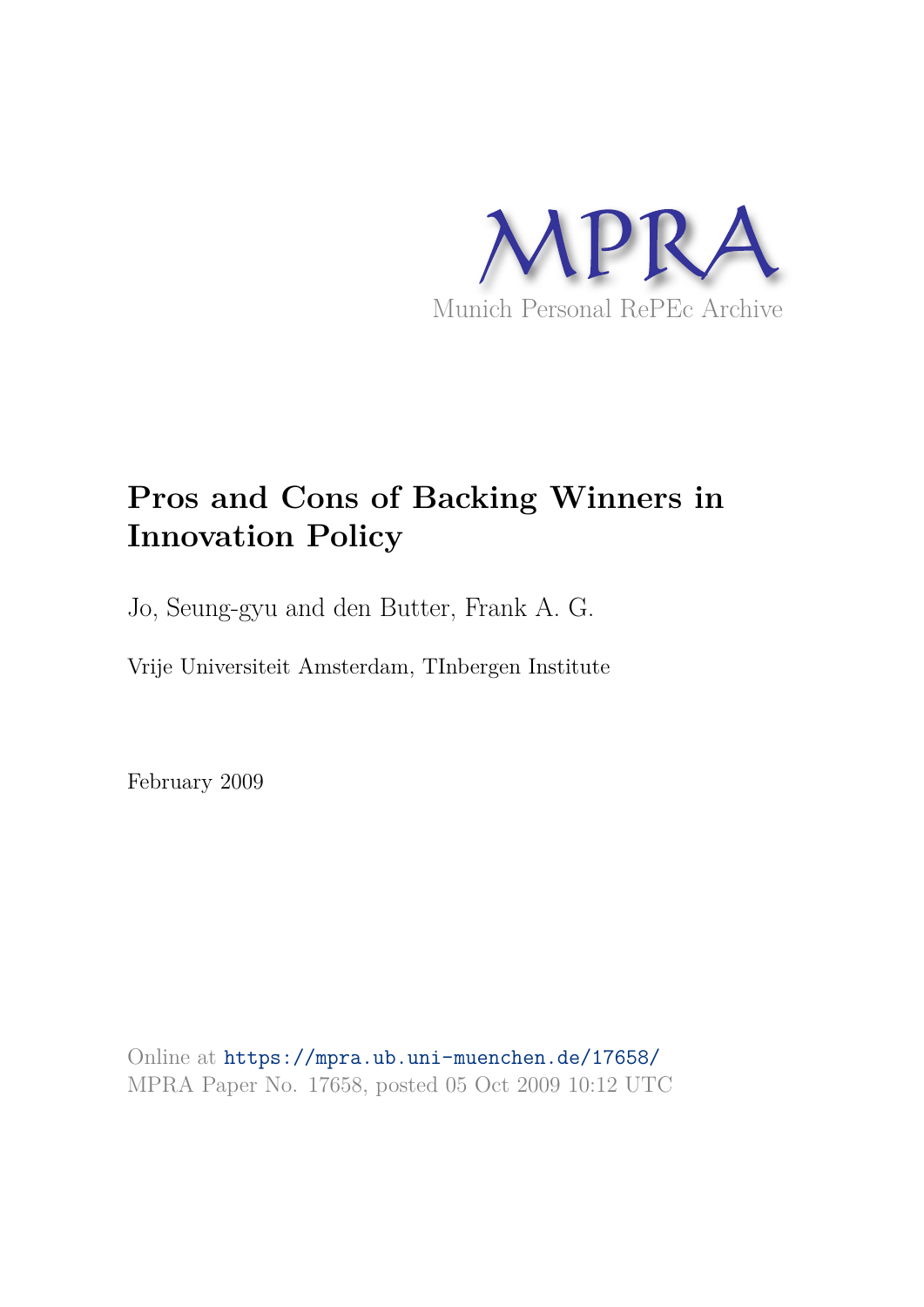MPRA

Munich Personal RePEc Archive

# Pros and Cons of Backing Winners in Innovation Policy

Jo, Seung-gyu and den Butter, Frank A. G.

Vrije Universiteit Amsterdam, TInbergen Institute

February 2009

Online at https://mpra.ub.uni-muenchen.de/17658/
MPRA Paper No. 17658, posted 05 Oct 2009 10:12 UTC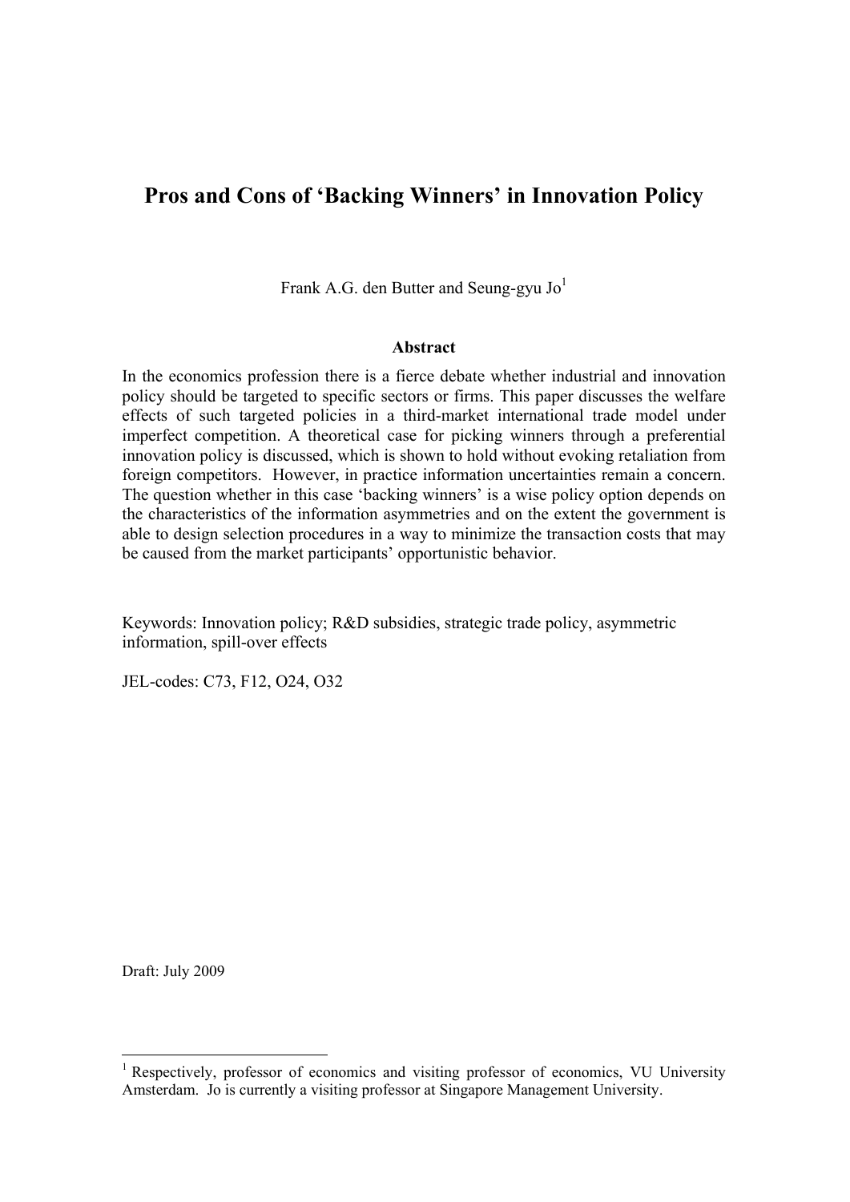# Pros and Cons of 'Backing Winners' in Innovation Policy

Frank A.G. den Butter and Seung-gyu Jo[1]

**Abstract**

In the economics profession there is a fierce debate whether industrial and innovation policy should be targeted to specific sectors or firms. This paper discusses the welfare effects of such targeted policies in a third-market international trade model under imperfect competition. A theoretical case for picking winners through a preferential innovation policy is discussed, which is shown to hold without evoking retaliation from foreign competitors. However, in practice information uncertainties remain a concern. The question whether in this case 'backing winners' is a wise policy option depends on the characteristics of the information asymmetries and on the extent the government is able to design selection procedures in a way to minimize the transaction costs that may be caused from the market participants' opportunistic behavior.

Keywords: Innovation policy; R&D subsidies, strategic trade policy, asymmetric information, spill-over effects

JEL-codes: C73, F12, O24, O32

Draft: July 2009

---

[1] Respectively, professor of economics and visiting professor of economics, VU University Amsterdam. Jo is currently a visiting professor at Singapore Management University.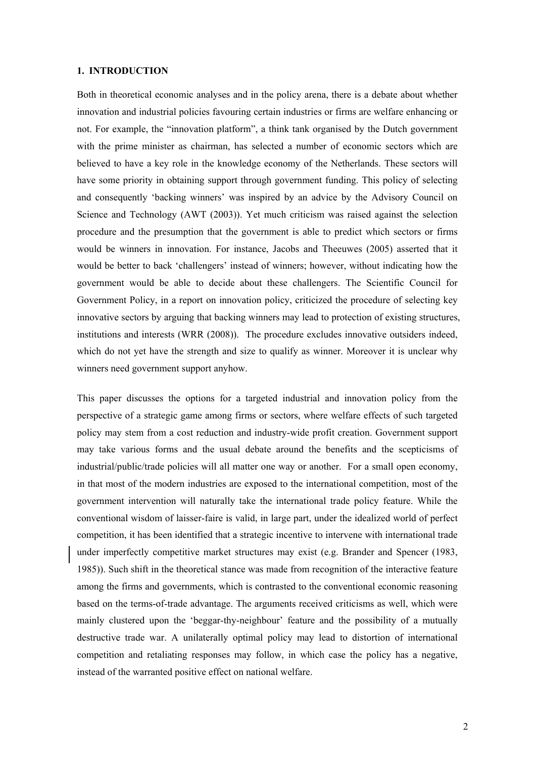## 1. INTRODUCTION

Both in theoretical economic analyses and in the policy arena, there is a debate about whether innovation and industrial policies favouring certain industries or firms are welfare enhancing or not. For example, the "innovation platform", a think tank organised by the Dutch government with the prime minister as chairman, has selected a number of economic sectors which are believed to have a key role in the knowledge economy of the Netherlands. These sectors will have some priority in obtaining support through government funding. This policy of selecting and consequently 'backing winners' was inspired by an advice by the Advisory Council on Science and Technology (AWT (2003)). Yet much criticism was raised against the selection procedure and the presumption that the government is able to predict which sectors or firms would be winners in innovation. For instance, Jacobs and Theeuwes (2005) asserted that it would be better to back 'challengers' instead of winners; however, without indicating how the government would be able to decide about these challengers. The Scientific Council for Government Policy, in a report on innovation policy, criticized the procedure of selecting key innovative sectors by arguing that backing winners may lead to protection of existing structures, institutions and interests (WRR (2008)). The procedure excludes innovative outsiders indeed, which do not yet have the strength and size to qualify as winner. Moreover it is unclear why winners need government support anyhow.

This paper discusses the options for a targeted industrial and innovation policy from the perspective of a strategic game among firms or sectors, where welfare effects of such targeted policy may stem from a cost reduction and industry-wide profit creation. Government support may take various forms and the usual debate around the benefits and the scepticisms of industrial/public/trade policies will all matter one way or another. For a small open economy, in that most of the modern industries are exposed to the international competition, most of the government intervention will naturally take the international trade policy feature. While the conventional wisdom of laisser-faire is valid, in large part, under the idealized world of perfect competition, it has been identified that a strategic incentive to intervene with international trade under imperfectly competitive market structures may exist (e.g. Brander and Spencer (1983, 1985)). Such shift in the theoretical stance was made from recognition of the interactive feature among the firms and governments, which is contrasted to the conventional economic reasoning based on the terms-of-trade advantage. The arguments received criticisms as well, which were mainly clustered upon the 'beggar-thy-neighbour' feature and the possibility of a mutually destructive trade war. A unilaterally optimal policy may lead to distortion of international competition and retaliating responses may follow, in which case the policy has a negative, instead of the warranted positive effect on national welfare.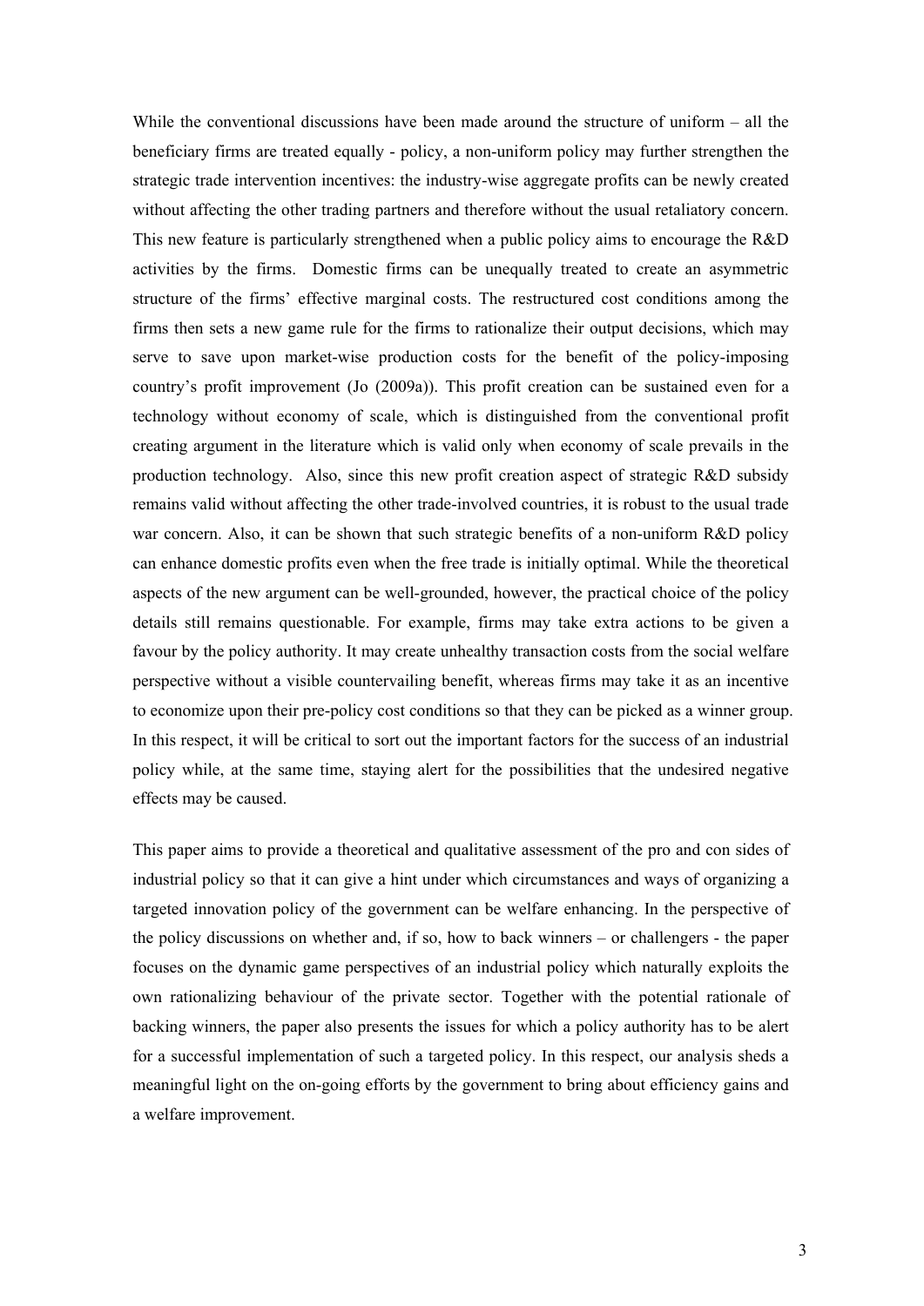While the conventional discussions have been made around the structure of uniform – all the beneficiary firms are treated equally - policy, a non-uniform policy may further strengthen the strategic trade intervention incentives: the industry-wise aggregate profits can be newly created without affecting the other trading partners and therefore without the usual retaliatory concern. This new feature is particularly strengthened when a public policy aims to encourage the R&D activities by the firms. Domestic firms can be unequally treated to create an asymmetric structure of the firms' effective marginal costs. The restructured cost conditions among the firms then sets a new game rule for the firms to rationalize their output decisions, which may serve to save upon market-wise production costs for the benefit of the policy-imposing country's profit improvement (Jo (2009a)). This profit creation can be sustained even for a technology without economy of scale, which is distinguished from the conventional profit creating argument in the literature which is valid only when economy of scale prevails in the production technology. Also, since this new profit creation aspect of strategic R&D subsidy remains valid without affecting the other trade-involved countries, it is robust to the usual trade war concern. Also, it can be shown that such strategic benefits of a non-uniform R&D policy can enhance domestic profits even when the free trade is initially optimal. While the theoretical aspects of the new argument can be well-grounded, however, the practical choice of the policy details still remains questionable. For example, firms may take extra actions to be given a favour by the policy authority. It may create unhealthy transaction costs from the social welfare perspective without a visible countervailing benefit, whereas firms may take it as an incentive to economize upon their pre-policy cost conditions so that they can be picked as a winner group. In this respect, it will be critical to sort out the important factors for the success of an industrial policy while, at the same time, staying alert for the possibilities that the undesired negative effects may be caused.

This paper aims to provide a theoretical and qualitative assessment of the pro and con sides of industrial policy so that it can give a hint under which circumstances and ways of organizing a targeted innovation policy of the government can be welfare enhancing. In the perspective of the policy discussions on whether and, if so, how to back winners – or challengers - the paper focuses on the dynamic game perspectives of an industrial policy which naturally exploits the own rationalizing behaviour of the private sector. Together with the potential rationale of backing winners, the paper also presents the issues for which a policy authority has to be alert for a successful implementation of such a targeted policy. In this respect, our analysis sheds a meaningful light on the on-going efforts by the government to bring about efficiency gains and a welfare improvement.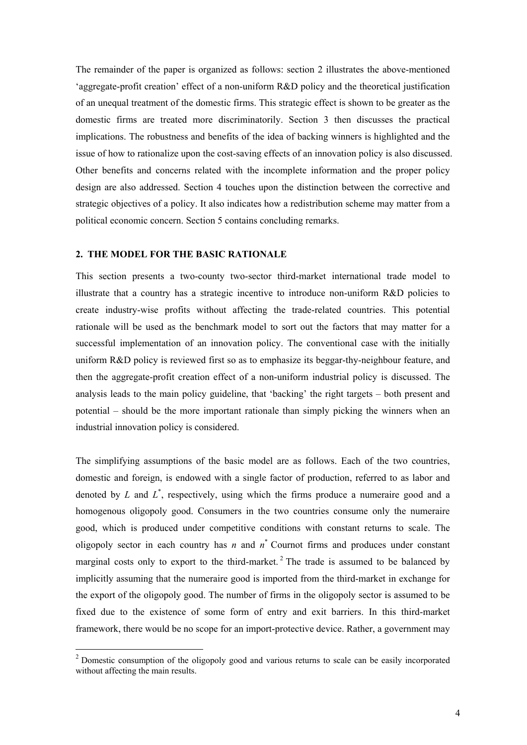The remainder of the paper is organized as follows: section 2 illustrates the above-mentioned 'aggregate-profit creation' effect of a non-uniform R&D policy and the theoretical justification of an unequal treatment of the domestic firms. This strategic effect is shown to be greater as the domestic firms are treated more discriminatorily. Section 3 then discusses the practical implications. The robustness and benefits of the idea of backing winners is highlighted and the issue of how to rationalize upon the cost-saving effects of an innovation policy is also discussed. Other benefits and concerns related with the incomplete information and the proper policy design are also addressed. Section 4 touches upon the distinction between the corrective and strategic objectives of a policy. It also indicates how a redistribution scheme may matter from a political economic concern. Section 5 contains concluding remarks.

## 2. THE MODEL FOR THE BASIC RATIONALE

This section presents a two-county two-sector third-market international trade model to illustrate that a country has a strategic incentive to introduce non-uniform R&D policies to create industry-wise profits without affecting the trade-related countries. This potential rationale will be used as the benchmark model to sort out the factors that may matter for a successful implementation of an innovation policy. The conventional case with the initially uniform R&D policy is reviewed first so as to emphasize its beggar-thy-neighbour feature, and then the aggregate-profit creation effect of a non-uniform industrial policy is discussed. The analysis leads to the main policy guideline, that 'backing' the right targets – both present and potential – should be the more important rationale than simply picking the winners when an industrial innovation policy is considered.

The simplifying assumptions of the basic model are as follows. Each of the two countries, domestic and foreign, is endowed with a single factor of production, referred to as labor and denoted by $L$ and $L^*$, respectively, using which the firms produce a numeraire good and a homogenous oligopoly good. Consumers in the two countries consume only the numeraire good, which is produced under competitive conditions with constant returns to scale. The oligopoly sector in each country has $n$ and $n^*$ Cournot firms and produces under constant marginal costs only to export to the third-market.[2] The trade is assumed to be balanced by implicitly assuming that the numeraire good is imported from the third-market in exchange for the export of the oligopoly good. The number of firms in the oligopoly sector is assumed to be fixed due to the existence of some form of entry and exit barriers. In this third-market framework, there would be no scope for an import-protective device. Rather, a government may

[2] Domestic consumption of the oligopoly good and various returns to scale can be easily incorporated without affecting the main results.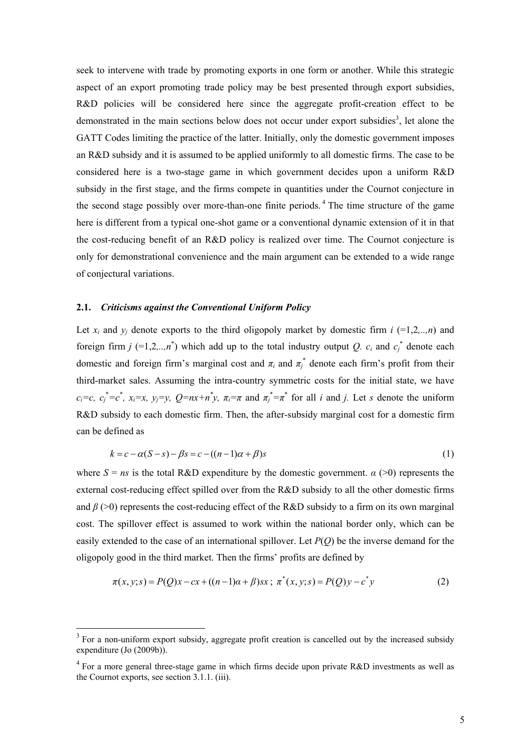seek to intervene with trade by promoting exports in one form or another. While this strategic aspect of an export promoting trade policy may be best presented through export subsidies, R&D policies will be considered here since the aggregate profit-creation effect to be demonstrated in the main sections below does not occur under export subsidies[3], let alone the GATT Codes limiting the practice of the latter. Initially, only the domestic government imposes an R&D subsidy and it is assumed to be applied uniformly to all domestic firms. The case to be considered here is a two-stage game in which government decides upon a uniform R&D subsidy in the first stage, and the firms compete in quantities under the Cournot conjecture in the second stage possibly over more-than-one finite periods.[4] The time structure of the game here is different from a typical one-shot game or a conventional dynamic extension of it in that the cost-reducing benefit of an R&D policy is realized over time. The Cournot conjecture is only for demonstrational convenience and the main argument can be extended to a wide range of conjectural variations.

### 2.1. *Criticisms against the Conventional Uniform Policy*

Let $x_i$ and $y_j$ denote exports to the third oligopoly market by domestic firm $i$ (=1,2,..,$n$) and foreign firm $j$ (=1,2,..,$n^*$) which add up to the total industry output $Q$. $c_i$ and $c_j^*$ denote each domestic and foreign firm's marginal cost and $\pi_i$ and $\pi_j^*$ denote each firm's profit from their third-market sales. Assuming the intra-country symmetric costs for the initial state, we have $c_i=c$, $c_j^*=c^*$, $x_i=x$, $y_j=y$, $Q=nx+n^*y$, $\pi_i=\pi$ and $\pi_j^*=\pi^*$ for all $i$ and $j$. Let $s$ denote the uniform R&D subsidy to each domestic firm. Then, the after-subsidy marginal cost for a domestic firm can be defined as

$$k = c - \alpha(S-s) - \beta s = c - ((n-1)\alpha + \beta)s \tag{1}$$

where $S = ns$ is the total R&D expenditure by the domestic government. $\alpha$ (>0) represents the external cost-reducing effect spilled over from the R&D subsidy to all the other domestic firms and $\beta$ (>0) represents the cost-reducing effect of the R&D subsidy to a firm on its own marginal cost. The spillover effect is assumed to work within the national border only, which can be easily extended to the case of an international spillover. Let $P(Q)$ be the inverse demand for the oligopoly good in the third market. Then the firms' profits are defined by

$$\pi(x,y;s) = P(Q)x - cx + ((n-1)\alpha + \beta)sx \, ; \; \pi^*(x,y;s) = P(Q)y - c^*y \tag{2}$$

---

[3] For a non-uniform export subsidy, aggregate profit creation is cancelled out by the increased subsidy expenditure (Jo (2009b)).

[4] For a more general three-stage game in which firms decide upon private R&D investments as well as the Cournot exports, see section 3.1.1. (iii).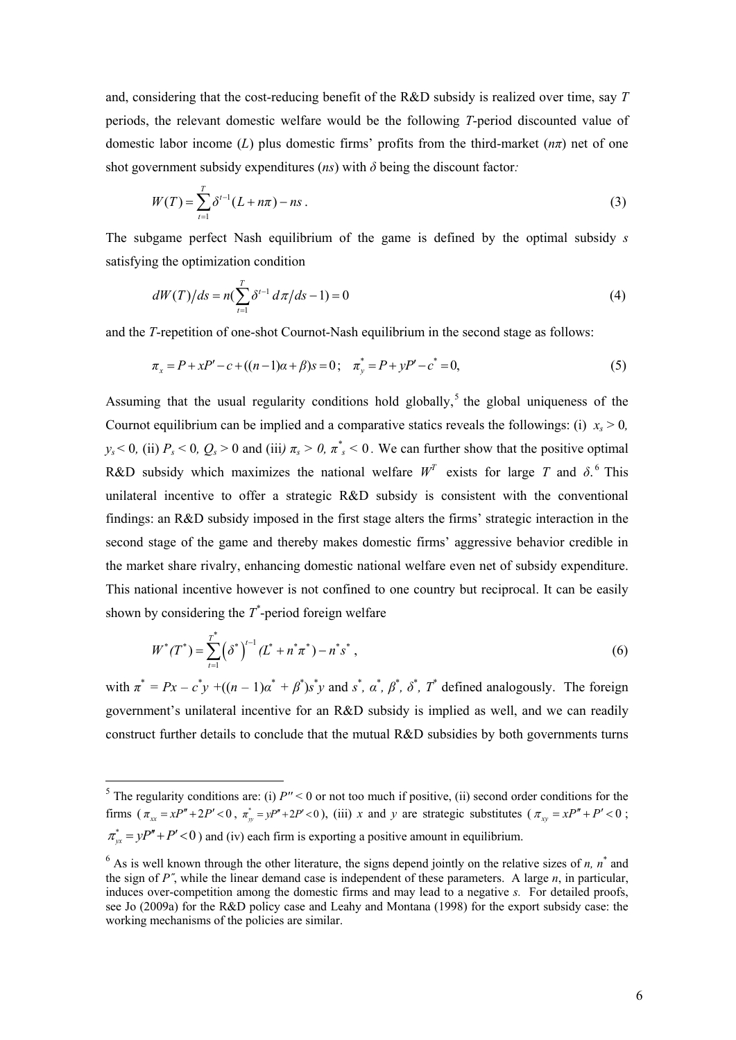and, considering that the cost-reducing benefit of the R&D subsidy is realized over time, say $T$ periods, the relevant domestic welfare would be the following $T$-period discounted value of domestic labor income ($L$) plus domestic firms' profits from the third-market ($n\pi$) net of one shot government subsidy expenditures ($ns$) with $\delta$ being the discount factor:

$$W(T) = \sum_{t=1}^{T} \delta^{t-1}(L + n\pi) - ns\,. \tag{3}$$

The subgame perfect Nash equilibrium of the game is defined by the optimal subsidy $s$ satisfying the optimization condition

$$dW(T)/ds = n(\sum_{t=1}^{T} \delta^{t-1}\, d\pi/ds - 1) = 0 \tag{4}$$

and the $T$-repetition of one-shot Cournot-Nash equilibrium in the second stage as follows:

$$\pi_x = P + xP' - c + ((n-1)\alpha + \beta)s = 0\,; \quad \pi_y^* = P + yP' - c^* = 0, \tag{5}$$

Assuming that the usual regularity conditions hold globally,[5] the global uniqueness of the Cournot equilibrium can be implied and a comparative statics reveals the followings: (i) $x_s > 0$, $y_s < 0$, (ii) $P_s < 0$, $Q_s > 0$ and (iii) $\pi_s > 0$, $\pi^*_s < 0$. We can further show that the positive optimal R&D subsidy which maximizes the national welfare $W^T$ exists for large $T$ and $\delta$.[6] This unilateral incentive to offer a strategic R&D subsidy is consistent with the conventional findings: an R&D subsidy imposed in the first stage alters the firms' strategic interaction in the second stage of the game and thereby makes domestic firms' aggressive behavior credible in the market share rivalry, enhancing domestic national welfare even net of subsidy expenditure. This national incentive however is not confined to one country but reciprocal. It can be easily shown by considering the $T^*$-period foreign welfare

$$W^*(T^*) = \sum_{t=1}^{T^*} \left(\delta^*\right)^{t-1} (L^* + n^*\pi^*) - n^*s^*\,, \tag{6}$$

with $\pi^* = Px - c^*y + ((n-1)\alpha^* + \beta^*)s^*y$ and $s^*$, $\alpha^*$, $\beta^*$, $\delta^*$, $T^*$ defined analogously. The foreign government's unilateral incentive for an R&D subsidy is implied as well, and we can readily construct further details to conclude that the mutual R&D subsidies by both governments turns

---

[5] The regularity conditions are: (i) $P'' < 0$ or not too much if positive, (ii) second order conditions for the firms ($\pi_{xx} = xP'' + 2P' < 0$, $\pi^*_{yy} = yP'' + 2P' < 0$), (iii) $x$ and $y$ are strategic substitutes ($\pi_{xy} = xP'' + P' < 0$; $\pi^*_{yx} = yP'' + P' < 0$) and (iv) each firm is exporting a positive amount in equilibrium.

[6] As is well known through the other literature, the signs depend jointly on the relative sizes of $n$, $n^*$ and the sign of $P''$, while the linear demand case is independent of these parameters. A large $n$, in particular, induces over-competition among the domestic firms and may lead to a negative $s$. For detailed proofs, see Jo (2009a) for the R&D policy case and Leahy and Montana (1998) for the export subsidy case: the working mechanisms of the policies are similar.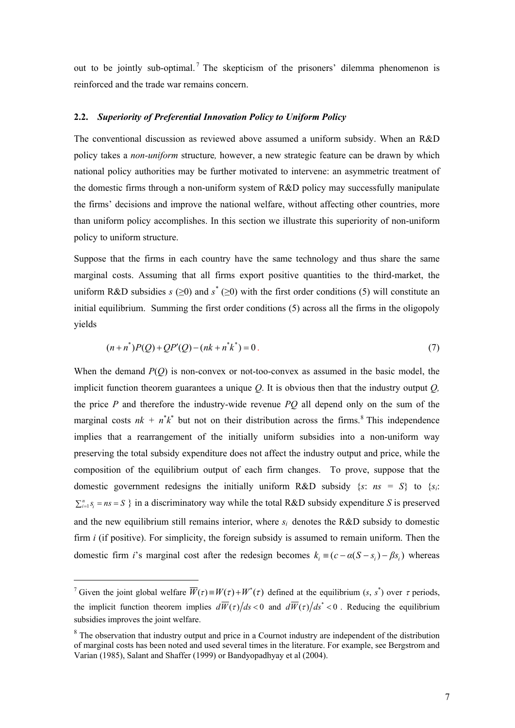out to be jointly sub-optimal.[7] The skepticism of the prisoners' dilemma phenomenon is reinforced and the trade war remains concern.

### 2.2. *Superiority of Preferential Innovation Policy to Uniform Policy*

The conventional discussion as reviewed above assumed a uniform subsidy. When an R&D policy takes a *non-uniform* structure, however, a new strategic feature can be drawn by which national policy authorities may be further motivated to intervene: an asymmetric treatment of the domestic firms through a non-uniform system of R&D policy may successfully manipulate the firms' decisions and improve the national welfare, without affecting other countries, more than uniform policy accomplishes. In this section we illustrate this superiority of non-uniform policy to uniform structure.

Suppose that the firms in each country have the same technology and thus share the same marginal costs. Assuming that all firms export positive quantities to the third-market, the uniform R&D subsidies $s$ ($\geq 0$) and $s^*$ ($\geq 0$) with the first order conditions (5) will constitute an initial equilibrium. Summing the first order conditions (5) across all the firms in the oligopoly yields

$$(n+n^*)P(Q)+QP'(Q)-(nk+n^*k^*)=0. \tag{7}$$

When the demand $P(Q)$ is non-convex or not-too-convex as assumed in the basic model, the implicit function theorem guarantees a unique $Q$. It is obvious then that the industry output $Q$, the price $P$ and therefore the industry-wide revenue $PQ$ all depend only on the sum of the marginal costs $nk + n^*k^*$ but not on their distribution across the firms.[8] This independence implies that a rearrangement of the initially uniform subsidies into a non-uniform way preserving the total subsidy expenditure does not affect the industry output and price, while the composition of the equilibrium output of each firm changes. To prove, suppose that the domestic government redesigns the initially uniform R&D subsidy $\{s\text{: } ns = S\}$ to $\{s_i\text{: } \sum_{i=1}^{n} s_i = ns = S\}$ in a discriminatory way while the total R&D subsidy expenditure $S$ is preserved and the new equilibrium still remains interior, where $s_i$ denotes the R&D subsidy to domestic firm $i$ (if positive). For simplicity, the foreign subsidy is assumed to remain uniform. Then the domestic firm $i$'s marginal cost after the redesign becomes $k_i \equiv (c - \alpha(S - s_i) - \beta s_i)$ whereas

---

[7] Given the joint global welfare $\overline{W}(\tau) \equiv W(\tau) + W^*(\tau)$ defined at the equilibrium ($s$, $s^*$) over $\tau$ periods, the implicit function theorem implies $d\overline{W}(\tau)/ds < 0$ and $d\overline{W}(\tau)/ds^* < 0$. Reducing the equilibrium subsidies improves the joint welfare.

[8] The observation that industry output and price in a Cournot industry are independent of the distribution of marginal costs has been noted and used several times in the literature. For example, see Bergstrom and Varian (1985), Salant and Shaffer (1999) or Bandyopadhyay et al (2004).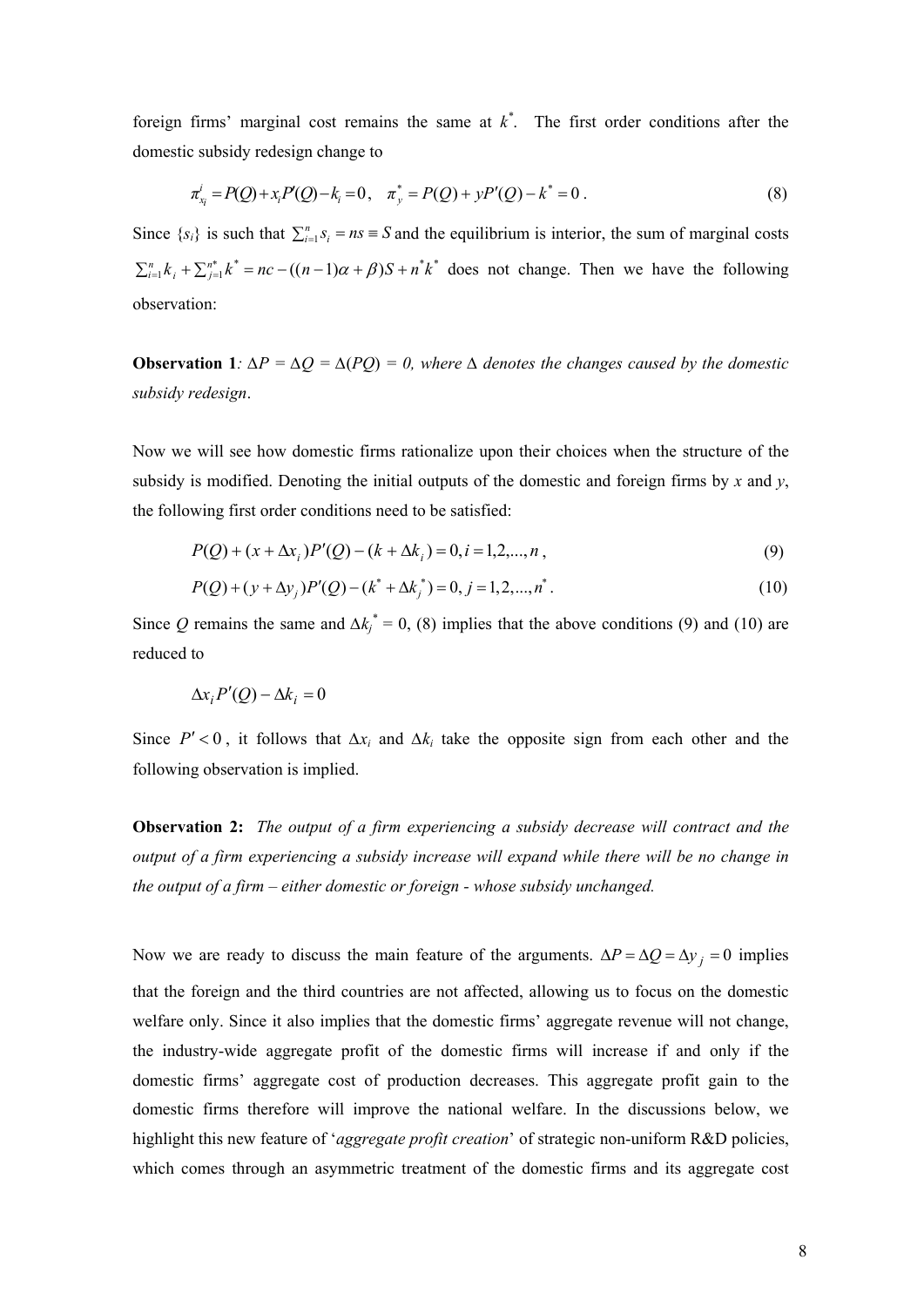foreign firms' marginal cost remains the same at $k^*$. The first order conditions after the domestic subsidy redesign change to

$$\pi^i_{x_i} = P(Q) + x_i P'(Q) - k_i = 0, \quad \pi^*_y = P(Q) + yP'(Q) - k^* = 0. \tag{8}$$

Since $\{s_i\}$ is such that $\sum_{i=1}^{n} s_i = ns \equiv S$ and the equilibrium is interior, the sum of marginal costs $\sum_{i=1}^{n} k_i + \sum_{j=1}^{n^*} k^* = nc - ((n-1)\alpha + \beta)S + n^* k^*$ does not change. Then we have the following observation:

**Observation 1**: *$\Delta P = \Delta Q = \Delta(PQ) = 0$, where $\Delta$ denotes the changes caused by the domestic subsidy redesign*.

Now we will see how domestic firms rationalize upon their choices when the structure of the subsidy is modified. Denoting the initial outputs of the domestic and foreign firms by $x$ and $y$, the following first order conditions need to be satisfied:

$$P(Q) + (x + \Delta x_i) P'(Q) - (k + \Delta k_i) = 0, i = 1, 2, ..., n, \tag{9}$$

$$P(Q) + (y + \Delta y_j) P'(Q) - (k^* + \Delta k_j^*) = 0, j = 1, 2, ..., n^*. \tag{10}$$

Since $Q$ remains the same and $\Delta k_j^* = 0$, (8) implies that the above conditions (9) and (10) are reduced to

$$\Delta x_i P'(Q) - \Delta k_i = 0$$

Since $P' < 0$, it follows that $\Delta x_i$ and $\Delta k_i$ take the opposite sign from each other and the following observation is implied.

**Observation 2:** *The output of a firm experiencing a subsidy decrease will contract and the output of a firm experiencing a subsidy increase will expand while there will be no change in the output of a firm – either domestic or foreign - whose subsidy unchanged.*

Now we are ready to discuss the main feature of the arguments. $\Delta P = \Delta Q = \Delta y_j = 0$ implies that the foreign and the third countries are not affected, allowing us to focus on the domestic welfare only. Since it also implies that the domestic firms' aggregate revenue will not change, the industry-wide aggregate profit of the domestic firms will increase if and only if the domestic firms' aggregate cost of production decreases. This aggregate profit gain to the domestic firms therefore will improve the national welfare. In the discussions below, we highlight this new feature of '*aggregate profit creation*' of strategic non-uniform R&D policies, which comes through an asymmetric treatment of the domestic firms and its aggregate cost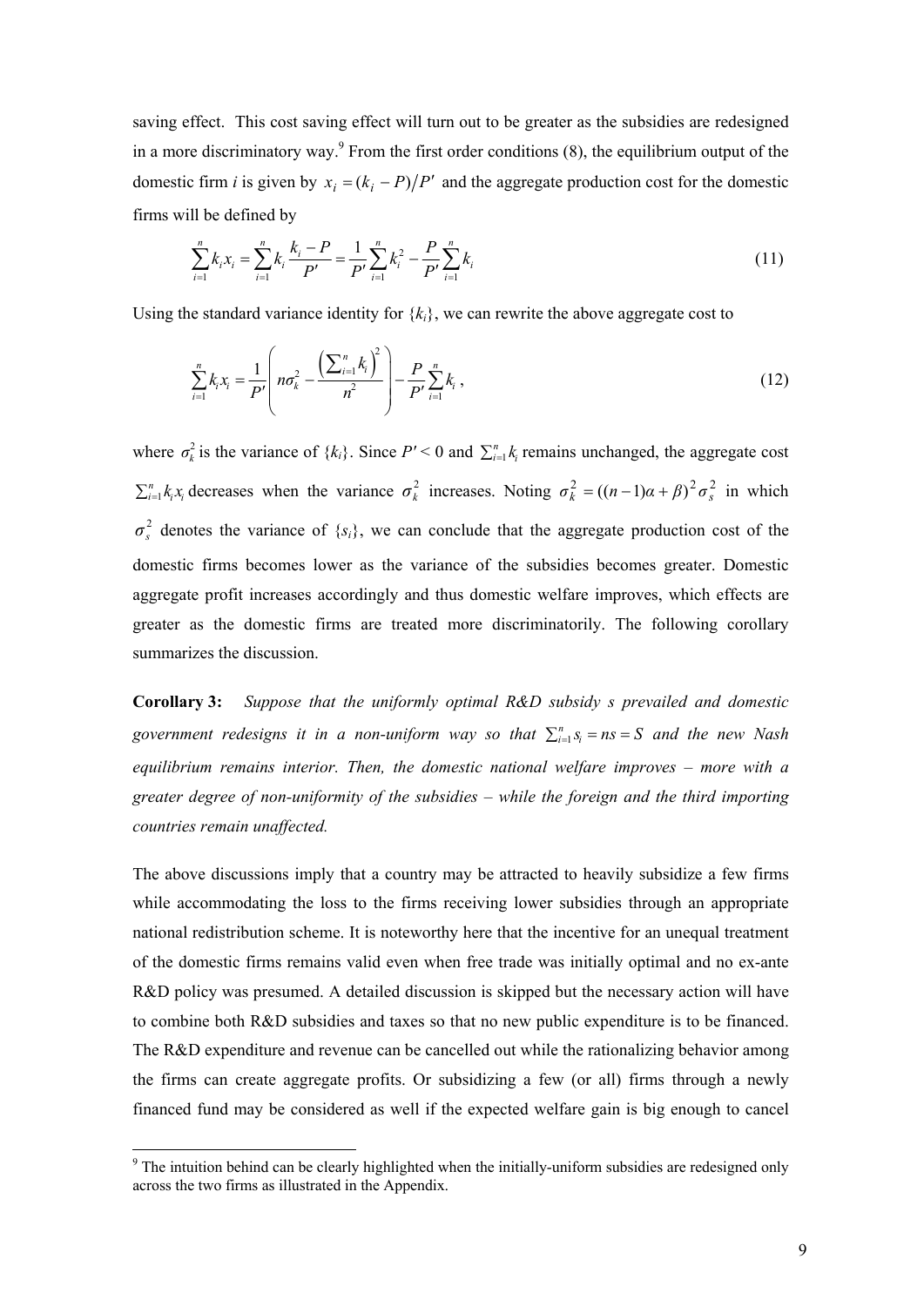saving effect. This cost saving effect will turn out to be greater as the subsidies are redesigned in a more discriminatory way.[9] From the first order conditions (8), the equilibrium output of the domestic firm *i* is given by $x_i = (k_i - P)/P'$ and the aggregate production cost for the domestic firms will be defined by

$$\sum_{i=1}^{n} k_i x_i = \sum_{i=1}^{n} k_i \frac{k_i - P}{P'} = \frac{1}{P'} \sum_{i=1}^{n} k_i^2 - \frac{P}{P'} \sum_{i=1}^{n} k_i \tag{11}$$

Using the standard variance identity for $\{k_i\}$, we can rewrite the above aggregate cost to

$$\sum_{i=1}^{n} k_i x_i = \frac{1}{P'} \left( n\sigma_k^2 - \frac{\left(\sum_{i=1}^{n} k_i\right)^2}{n^2} \right) - \frac{P}{P'} \sum_{i=1}^{n} k_i , \tag{12}$$

where $\sigma_k^2$ is the variance of $\{k_i\}$. Since $P' < 0$ and $\sum_{i=1}^{n} k_i$ remains unchanged, the aggregate cost $\sum_{i=1}^{n} k_i x_i$ decreases when the variance $\sigma_k^2$ increases. Noting $\sigma_k^2 = ((n-1)\alpha + \beta)^2 \sigma_s^2$ in which $\sigma_s^2$ denotes the variance of $\{s_i\}$, we can conclude that the aggregate production cost of the domestic firms becomes lower as the variance of the subsidies becomes greater. Domestic aggregate profit increases accordingly and thus domestic welfare improves, which effects are greater as the domestic firms are treated more discriminatorily. The following corollary summarizes the discussion.

**Corollary 3:** *Suppose that the uniformly optimal R&D subsidy s prevailed and domestic government redesigns it in a non-uniform way so that* $\sum_{i=1}^{n} s_i = ns = S$ *and the new Nash equilibrium remains interior. Then, the domestic national welfare improves – more with a greater degree of non-uniformity of the subsidies – while the foreign and the third importing countries remain unaffected.*

The above discussions imply that a country may be attracted to heavily subsidize a few firms while accommodating the loss to the firms receiving lower subsidies through an appropriate national redistribution scheme. It is noteworthy here that the incentive for an unequal treatment of the domestic firms remains valid even when free trade was initially optimal and no ex-ante R&D policy was presumed. A detailed discussion is skipped but the necessary action will have to combine both R&D subsidies and taxes so that no new public expenditure is to be financed. The R&D expenditure and revenue can be cancelled out while the rationalizing behavior among the firms can create aggregate profits. Or subsidizing a few (or all) firms through a newly financed fund may be considered as well if the expected welfare gain is big enough to cancel

[9] The intuition behind can be clearly highlighted when the initially-uniform subsidies are redesigned only across the two firms as illustrated in the Appendix.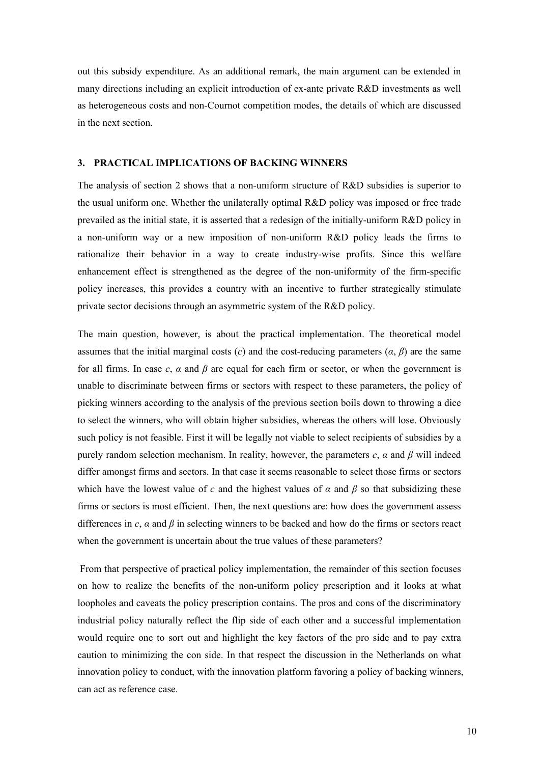out this subsidy expenditure. As an additional remark, the main argument can be extended in many directions including an explicit introduction of ex-ante private R&D investments as well as heterogeneous costs and non-Cournot competition modes, the details of which are discussed in the next section.

## 3. PRACTICAL IMPLICATIONS OF BACKING WINNERS

The analysis of section 2 shows that a non-uniform structure of R&D subsidies is superior to the usual uniform one. Whether the unilaterally optimal R&D policy was imposed or free trade prevailed as the initial state, it is asserted that a redesign of the initially-uniform R&D policy in a non-uniform way or a new imposition of non-uniform R&D policy leads the firms to rationalize their behavior in a way to create industry-wise profits. Since this welfare enhancement effect is strengthened as the degree of the non-uniformity of the firm-specific policy increases, this provides a country with an incentive to further strategically stimulate private sector decisions through an asymmetric system of the R&D policy.

The main question, however, is about the practical implementation. The theoretical model assumes that the initial marginal costs ($c$) and the cost-reducing parameters ($\alpha$, $\beta$) are the same for all firms. In case $c$, $\alpha$ and $\beta$ are equal for each firm or sector, or when the government is unable to discriminate between firms or sectors with respect to these parameters, the policy of picking winners according to the analysis of the previous section boils down to throwing a dice to select the winners, who will obtain higher subsidies, whereas the others will lose. Obviously such policy is not feasible. First it will be legally not viable to select recipients of subsidies by a purely random selection mechanism. In reality, however, the parameters $c$, $\alpha$ and $\beta$ will indeed differ amongst firms and sectors. In that case it seems reasonable to select those firms or sectors which have the lowest value of $c$ and the highest values of $\alpha$ and $\beta$ so that subsidizing these firms or sectors is most efficient. Then, the next questions are: how does the government assess differences in $c$, $\alpha$ and $\beta$ in selecting winners to be backed and how do the firms or sectors react when the government is uncertain about the true values of these parameters?

From that perspective of practical policy implementation, the remainder of this section focuses on how to realize the benefits of the non-uniform policy prescription and it looks at what loopholes and caveats the policy prescription contains. The pros and cons of the discriminatory industrial policy naturally reflect the flip side of each other and a successful implementation would require one to sort out and highlight the key factors of the pro side and to pay extra caution to minimizing the con side. In that respect the discussion in the Netherlands on what innovation policy to conduct, with the innovation platform favoring a policy of backing winners, can act as reference case.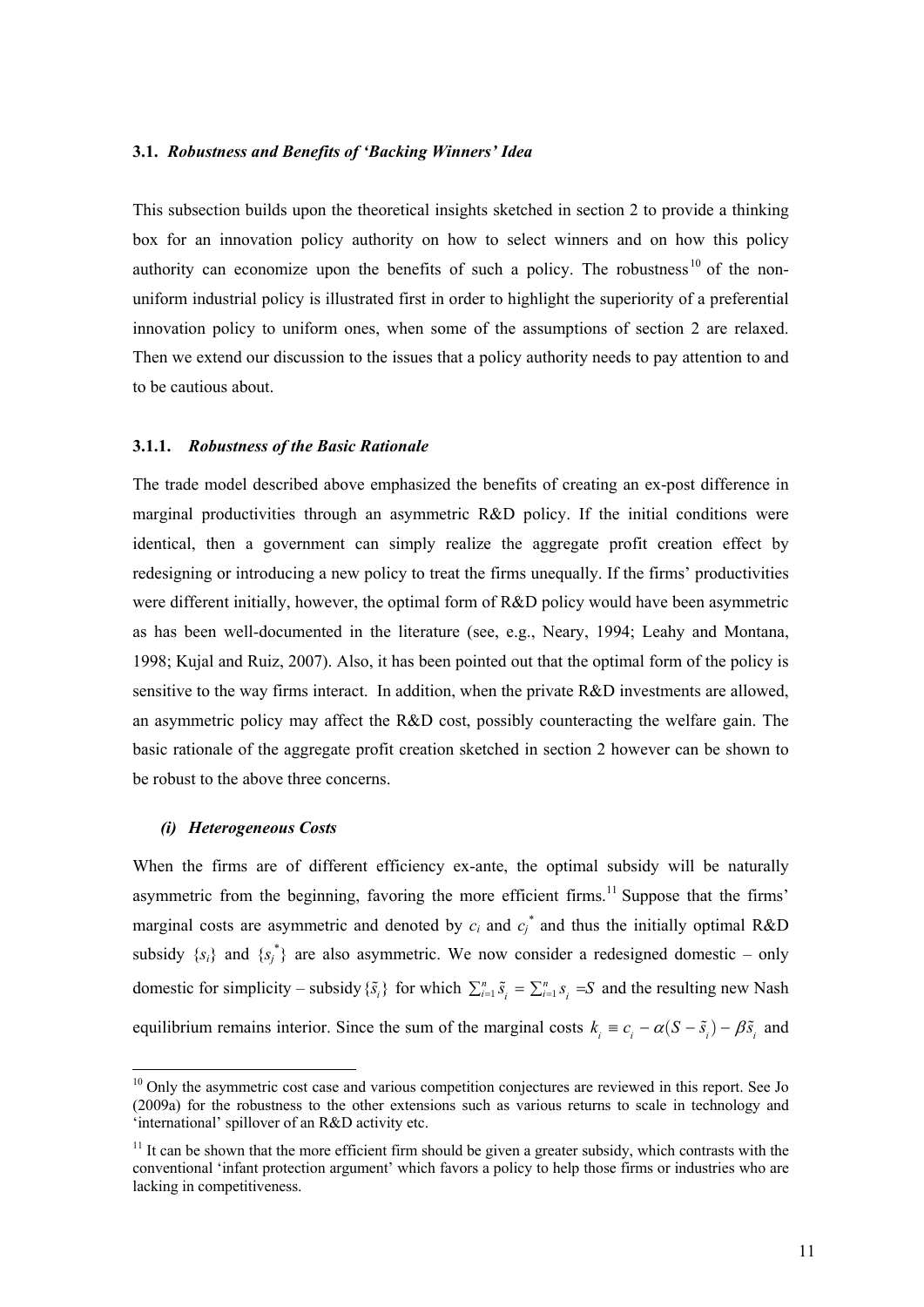### 3.1. *Robustness and Benefits of 'Backing Winners' Idea*

This subsection builds upon the theoretical insights sketched in section 2 to provide a thinking box for an innovation policy authority on how to select winners and on how this policy authority can economize upon the benefits of such a policy. The robustness[10] of the non-uniform industrial policy is illustrated first in order to highlight the superiority of a preferential innovation policy to uniform ones, when some of the assumptions of section 2 are relaxed. Then we extend our discussion to the issues that a policy authority needs to pay attention to and to be cautious about.

#### 3.1.1. *Robustness of the Basic Rationale*

The trade model described above emphasized the benefits of creating an ex-post difference in marginal productivities through an asymmetric R&D policy. If the initial conditions were identical, then a government can simply realize the aggregate profit creation effect by redesigning or introducing a new policy to treat the firms unequally. If the firms' productivities were different initially, however, the optimal form of R&D policy would have been asymmetric as has been well-documented in the literature (see, e.g., Neary, 1994; Leahy and Montana, 1998; Kujal and Ruiz, 2007). Also, it has been pointed out that the optimal form of the policy is sensitive to the way firms interact. In addition, when the private R&D investments are allowed, an asymmetric policy may affect the R&D cost, possibly counteracting the welfare gain. The basic rationale of the aggregate profit creation sketched in section 2 however can be shown to be robust to the above three concerns.

##### *(i) Heterogeneous Costs*

When the firms are of different efficiency ex-ante, the optimal subsidy will be naturally asymmetric from the beginning, favoring the more efficient firms.[11] Suppose that the firms' marginal costs are asymmetric and denoted by $c_i$ and $c_j^*$ and thus the initially optimal R&D subsidy $\{s_i\}$ and $\{s_j^*\}$ are also asymmetric. We now consider a redesigned domestic – only domestic for simplicity – subsidy $\{\tilde{s}_i\}$ for which $\sum_{i=1}^{n} \tilde{s}_i = \sum_{i=1}^{n} s_i = S$ and the resulting new Nash equilibrium remains interior. Since the sum of the marginal costs $k_i \equiv c_i - \alpha(S - \tilde{s}_i) - \beta \tilde{s}_i$ and

---

[10] Only the asymmetric cost case and various competition conjectures are reviewed in this report. See Jo (2009a) for the robustness to the other extensions such as various returns to scale in technology and 'international' spillover of an R&D activity etc.

[11] It can be shown that the more efficient firm should be given a greater subsidy, which contrasts with the conventional 'infant protection argument' which favors a policy to help those firms or industries who are lacking in competitiveness.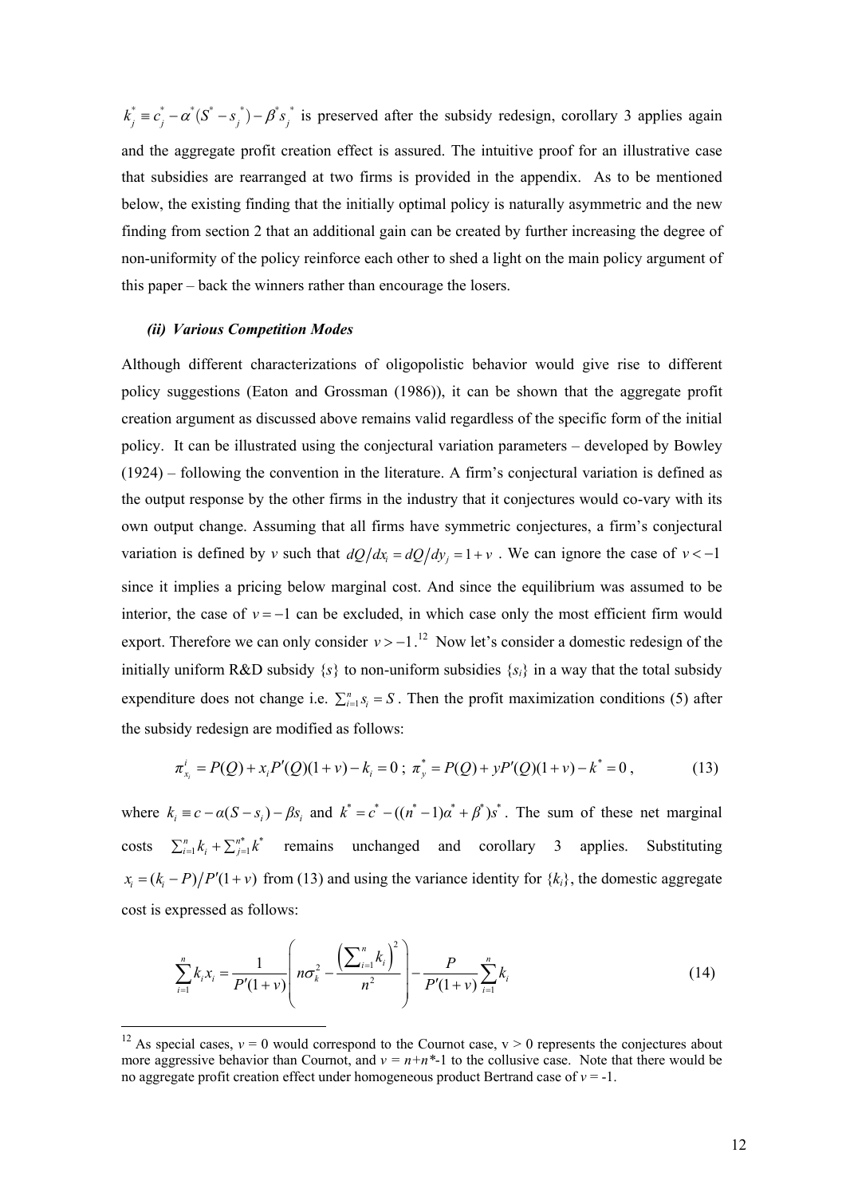$k_j^* \equiv c_j^* - \alpha^*(S^* - s_j^*) - \beta^* s_j^*$ is preserved after the subsidy redesign, corollary 3 applies again and the aggregate profit creation effect is assured. The intuitive proof for an illustrative case that subsidies are rearranged at two firms is provided in the appendix. As to be mentioned below, the existing finding that the initially optimal policy is naturally asymmetric and the new finding from section 2 that an additional gain can be created by further increasing the degree of non-uniformity of the policy reinforce each other to shed a light on the main policy argument of this paper – back the winners rather than encourage the losers.

***(ii) Various Competition Modes***

Although different characterizations of oligopolistic behavior would give rise to different policy suggestions (Eaton and Grossman (1986)), it can be shown that the aggregate profit creation argument as discussed above remains valid regardless of the specific form of the initial policy. It can be illustrated using the conjectural variation parameters – developed by Bowley (1924) – following the convention in the literature. A firm's conjectural variation is defined as the output response by the other firms in the industry that it conjectures would co-vary with its own output change. Assuming that all firms have symmetric conjectures, a firm's conjectural variation is defined by $v$ such that $dQ/dx_i = dQ/dy_j = 1 + v$. We can ignore the case of $v < -1$ since it implies a pricing below marginal cost. And since the equilibrium was assumed to be interior, the case of $v = -1$ can be excluded, in which case only the most efficient firm would export. Therefore we can only consider $v > -1$.[12] Now let's consider a domestic redesign of the initially uniform R&D subsidy $\{s\}$ to non-uniform subsidies $\{s_i\}$ in a way that the total subsidy expenditure does not change i.e. $\sum_{i=1}^{n} s_i = S$. Then the profit maximization conditions (5) after the subsidy redesign are modified as follows:

$$\pi_{x_i}^i = P(Q) + x_i P'(Q)(1+v) - k_i = 0 \; ; \; \pi_y^* = P(Q) + yP'(Q)(1+v) - k^* = 0 \,, \tag{13}$$

where $k_i \equiv c - \alpha(S - s_i) - \beta s_i$ and $k^* = c^* - ((n^* - 1)\alpha^* + \beta^*)s^*$. The sum of these net marginal costs $\sum_{i=1}^{n} k_i + \sum_{j=1}^{n^*} k^*$ remains unchanged and corollary 3 applies. Substituting $x_i = (k_i - P)/P'(1+v)$ from (13) and using the variance identity for $\{k_i\}$, the domestic aggregate cost is expressed as follows:

$$\sum_{i=1}^{n} k_i x_i = \frac{1}{P'(1+v)}\left( n\sigma_k^2 - \frac{\left(\sum_{i=1}^{n} k_i\right)^2}{n^2} \right) - \frac{P}{P'(1+v)}\sum_{i=1}^{n} k_i \tag{14}$$

---

[12] As special cases, $v = 0$ would correspond to the Cournot case, $v > 0$ represents the conjectures about more aggressive behavior than Cournot, and $v = n+n^*-1$ to the collusive case. Note that there would be no aggregate profit creation effect under homogeneous product Bertrand case of $v = -1$.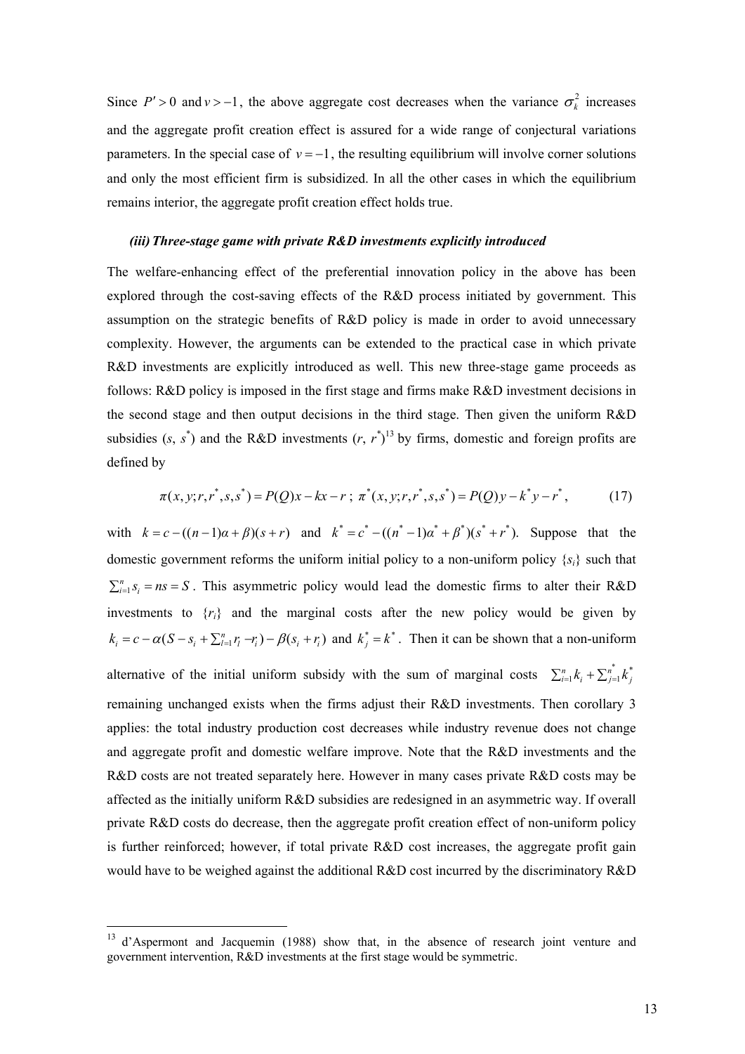Since $P' > 0$ and $v > -1$, the above aggregate cost decreases when the variance $\sigma_k^2$ increases and the aggregate profit creation effect is assured for a wide range of conjectural variations parameters. In the special case of $v = -1$, the resulting equilibrium will involve corner solutions and only the most efficient firm is subsidized. In all the other cases in which the equilibrium remains interior, the aggregate profit creation effect holds true.

### *(iii) Three-stage game with private R&D investments explicitly introduced*

The welfare-enhancing effect of the preferential innovation policy in the above has been explored through the cost-saving effects of the R&D process initiated by government. This assumption on the strategic benefits of R&D policy is made in order to avoid unnecessary complexity. However, the arguments can be extended to the practical case in which private R&D investments are explicitly introduced as well. This new three-stage game proceeds as follows: R&D policy is imposed in the first stage and firms make R&D investment decisions in the second stage and then output decisions in the third stage. Then given the uniform R&D subsidies ($s$, $s^*$) and the R&D investments ($r$, $r^*$)[13] by firms, domestic and foreign profits are defined by

$$\pi(x, y; r, r^*, s, s^*) = P(Q)x - kx - r\ ;\ \pi^*(x, y; r, r^*, s, s^*) = P(Q)y - k^* y - r^*, \tag{17}$$

with $k = c - ((n-1)\alpha + \beta)(s + r)$ and $k^* = c^* - ((n^* - 1)\alpha^* + \beta^*)(s^* + r^*)$. Suppose that the domestic government reforms the uniform initial policy to a non-uniform policy $\{s_i\}$ such that $\sum_{i=1}^{n} s_i = ns = S$. This asymmetric policy would lead the domestic firms to alter their R&D investments to $\{r_i\}$ and the marginal costs after the new policy would be given by $k_i = c - \alpha(S - s_i + \sum_{l=1}^{n} r_l - r_i) - \beta(s_i + r_i)$ and $k_j^* = k^*$. Then it can be shown that a non-uniform alternative of the initial uniform subsidy with the sum of marginal costs $\sum_{i=1}^{n} k_i + \sum_{j=1}^{n^*} k_j^*$ remaining unchanged exists when the firms adjust their R&D investments. Then corollary 3 applies: the total industry production cost decreases while industry revenue does not change and aggregate profit and domestic welfare improve. Note that the R&D investments and the R&D costs are not treated separately here. However in many cases private R&D costs may be affected as the initially uniform R&D subsidies are redesigned in an asymmetric way. If overall private R&D costs do decrease, then the aggregate profit creation effect of non-uniform policy is further reinforced; however, if total private R&D cost increases, the aggregate profit gain would have to be weighed against the additional R&D cost incurred by the discriminatory R&D

---

[13] d'Aspermont and Jacquemin (1988) show that, in the absence of research joint venture and government intervention, R&D investments at the first stage would be symmetric.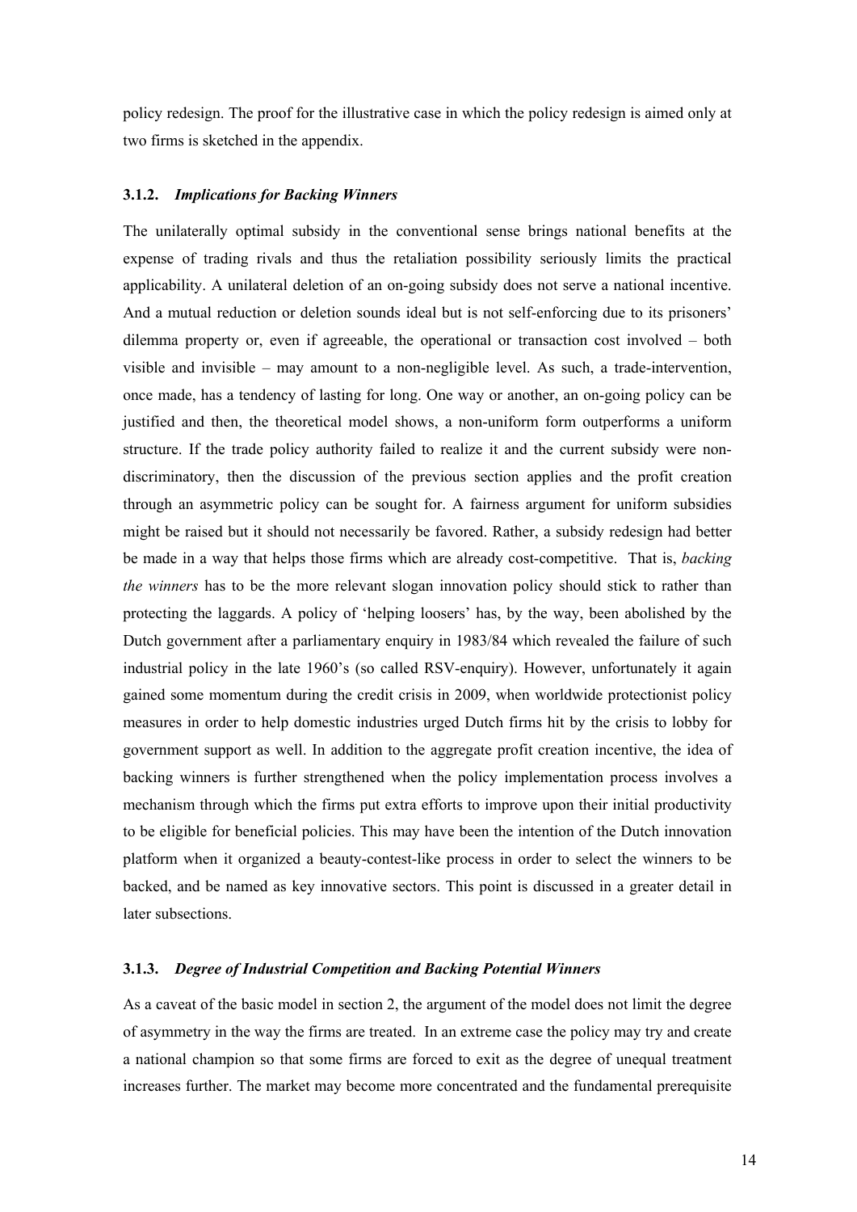policy redesign. The proof for the illustrative case in which the policy redesign is aimed only at two firms is sketched in the appendix.

### 3.1.2. *Implications for Backing Winners*

The unilaterally optimal subsidy in the conventional sense brings national benefits at the expense of trading rivals and thus the retaliation possibility seriously limits the practical applicability. A unilateral deletion of an on-going subsidy does not serve a national incentive. And a mutual reduction or deletion sounds ideal but is not self-enforcing due to its prisoners' dilemma property or, even if agreeable, the operational or transaction cost involved – both visible and invisible – may amount to a non-negligible level. As such, a trade-intervention, once made, has a tendency of lasting for long. One way or another, an on-going policy can be justified and then, the theoretical model shows, a non-uniform form outperforms a uniform structure. If the trade policy authority failed to realize it and the current subsidy were non-discriminatory, then the discussion of the previous section applies and the profit creation through an asymmetric policy can be sought for. A fairness argument for uniform subsidies might be raised but it should not necessarily be favored. Rather, a subsidy redesign had better be made in a way that helps those firms which are already cost-competitive. That is, *backing the winners* has to be the more relevant slogan innovation policy should stick to rather than protecting the laggards. A policy of 'helping loosers' has, by the way, been abolished by the Dutch government after a parliamentary enquiry in 1983/84 which revealed the failure of such industrial policy in the late 1960's (so called RSV-enquiry). However, unfortunately it again gained some momentum during the credit crisis in 2009, when worldwide protectionist policy measures in order to help domestic industries urged Dutch firms hit by the crisis to lobby for government support as well. In addition to the aggregate profit creation incentive, the idea of backing winners is further strengthened when the policy implementation process involves a mechanism through which the firms put extra efforts to improve upon their initial productivity to be eligible for beneficial policies. This may have been the intention of the Dutch innovation platform when it organized a beauty-contest-like process in order to select the winners to be backed, and be named as key innovative sectors. This point is discussed in a greater detail in later subsections.

### 3.1.3. *Degree of Industrial Competition and Backing Potential Winners*

As a caveat of the basic model in section 2, the argument of the model does not limit the degree of asymmetry in the way the firms are treated. In an extreme case the policy may try and create a national champion so that some firms are forced to exit as the degree of unequal treatment increases further. The market may become more concentrated and the fundamental prerequisite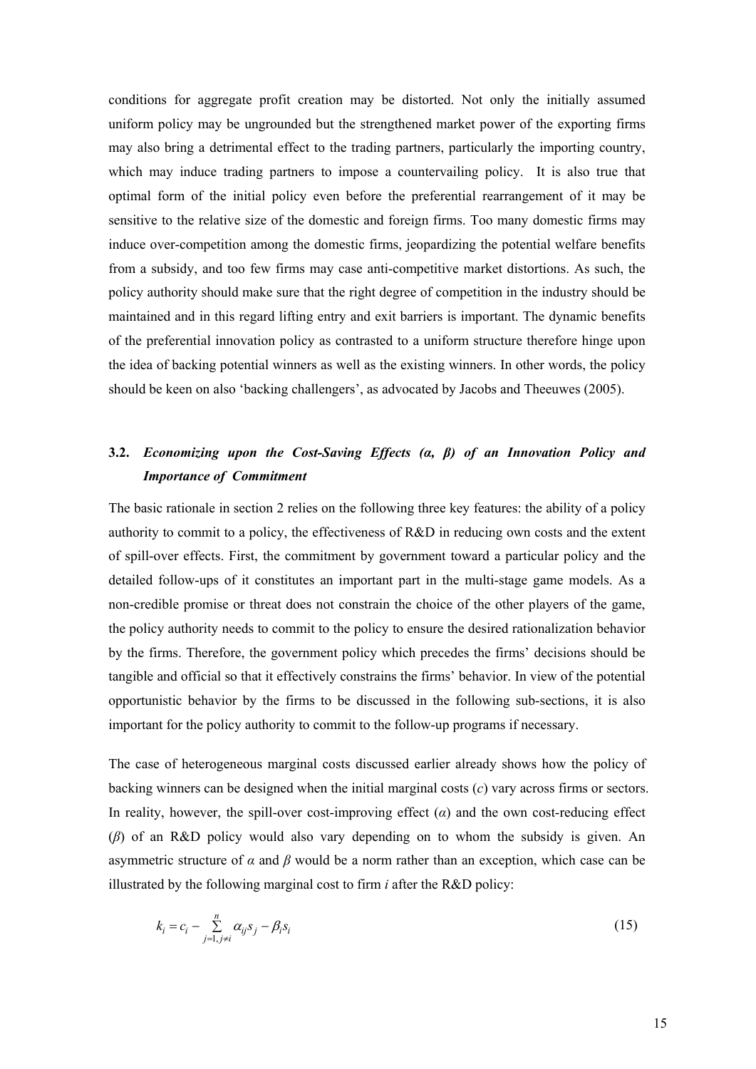conditions for aggregate profit creation may be distorted. Not only the initially assumed uniform policy may be ungrounded but the strengthened market power of the exporting firms may also bring a detrimental effect to the trading partners, particularly the importing country, which may induce trading partners to impose a countervailing policy. It is also true that optimal form of the initial policy even before the preferential rearrangement of it may be sensitive to the relative size of the domestic and foreign firms. Too many domestic firms may induce over-competition among the domestic firms, jeopardizing the potential welfare benefits from a subsidy, and too few firms may case anti-competitive market distortions. As such, the policy authority should make sure that the right degree of competition in the industry should be maintained and in this regard lifting entry and exit barriers is important. The dynamic benefits of the preferential innovation policy as contrasted to a uniform structure therefore hinge upon the idea of backing potential winners as well as the existing winners. In other words, the policy should be keen on also 'backing challengers', as advocated by Jacobs and Theeuwes (2005).

### 3.2. *Economizing upon the Cost-Saving Effects (α, β) of an Innovation Policy and Importance of Commitment*

The basic rationale in section 2 relies on the following three key features: the ability of a policy authority to commit to a policy, the effectiveness of R&D in reducing own costs and the extent of spill-over effects. First, the commitment by government toward a particular policy and the detailed follow-ups of it constitutes an important part in the multi-stage game models. As a non-credible promise or threat does not constrain the choice of the other players of the game, the policy authority needs to commit to the policy to ensure the desired rationalization behavior by the firms. Therefore, the government policy which precedes the firms' decisions should be tangible and official so that it effectively constrains the firms' behavior. In view of the potential opportunistic behavior by the firms to be discussed in the following sub-sections, it is also important for the policy authority to commit to the follow-up programs if necessary.

The case of heterogeneous marginal costs discussed earlier already shows how the policy of backing winners can be designed when the initial marginal costs ($c$) vary across firms or sectors. In reality, however, the spill-over cost-improving effect ($\alpha$) and the own cost-reducing effect ($\beta$) of an R&D policy would also vary depending on to whom the subsidy is given. An asymmetric structure of $\alpha$ and $\beta$ would be a norm rather than an exception, which case can be illustrated by the following marginal cost to firm $i$ after the R&D policy:

$$k_i = c_i - \sum_{j=1, j\neq i}^{n} \alpha_{ij} s_j - \beta_i s_i \tag{15}$$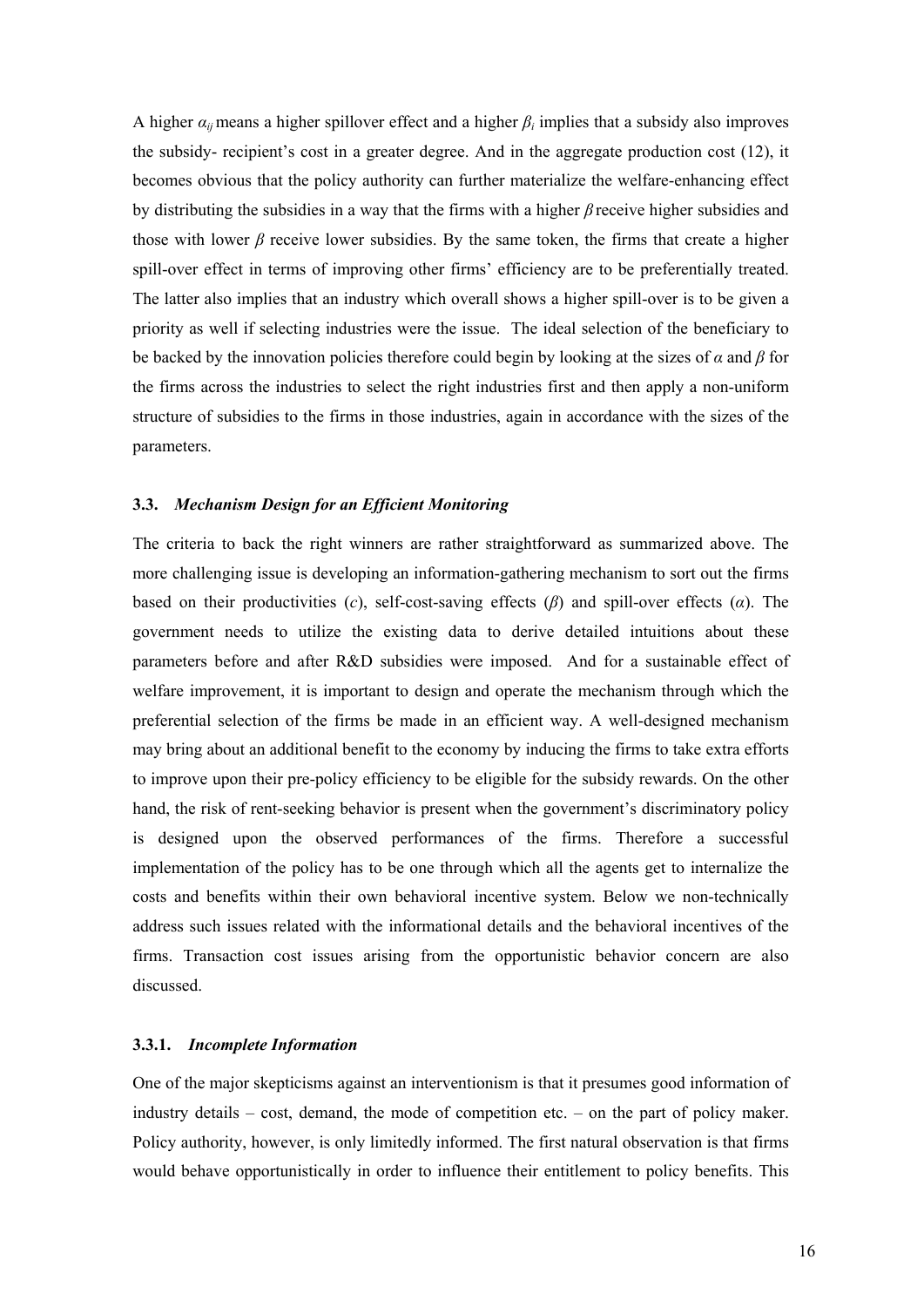A higher $\alpha_{ij}$ means a higher spillover effect and a higher $\beta_i$ implies that a subsidy also improves the subsidy- recipient's cost in a greater degree. And in the aggregate production cost (12), it becomes obvious that the policy authority can further materialize the welfare-enhancing effect by distributing the subsidies in a way that the firms with a higher $\beta$ receive higher subsidies and those with lower $\beta$ receive lower subsidies. By the same token, the firms that create a higher spill-over effect in terms of improving other firms' efficiency are to be preferentially treated. The latter also implies that an industry which overall shows a higher spill-over is to be given a priority as well if selecting industries were the issue. The ideal selection of the beneficiary to be backed by the innovation policies therefore could begin by looking at the sizes of $\alpha$ and $\beta$ for the firms across the industries to select the right industries first and then apply a non-uniform structure of subsidies to the firms in those industries, again in accordance with the sizes of the parameters.

### 3.3. *Mechanism Design for an Efficient Monitoring*

The criteria to back the right winners are rather straightforward as summarized above. The more challenging issue is developing an information-gathering mechanism to sort out the firms based on their productivities ($c$), self-cost-saving effects ($\beta$) and spill-over effects ($\alpha$). The government needs to utilize the existing data to derive detailed intuitions about these parameters before and after R&D subsidies were imposed. And for a sustainable effect of welfare improvement, it is important to design and operate the mechanism through which the preferential selection of the firms be made in an efficient way. A well-designed mechanism may bring about an additional benefit to the economy by inducing the firms to take extra efforts to improve upon their pre-policy efficiency to be eligible for the subsidy rewards. On the other hand, the risk of rent-seeking behavior is present when the government's discriminatory policy is designed upon the observed performances of the firms. Therefore a successful implementation of the policy has to be one through which all the agents get to internalize the costs and benefits within their own behavioral incentive system. Below we non-technically address such issues related with the informational details and the behavioral incentives of the firms. Transaction cost issues arising from the opportunistic behavior concern are also discussed.

#### 3.3.1. *Incomplete Information*

One of the major skepticisms against an interventionism is that it presumes good information of industry details – cost, demand, the mode of competition etc. – on the part of policy maker. Policy authority, however, is only limitedly informed. The first natural observation is that firms would behave opportunistically in order to influence their entitlement to policy benefits. This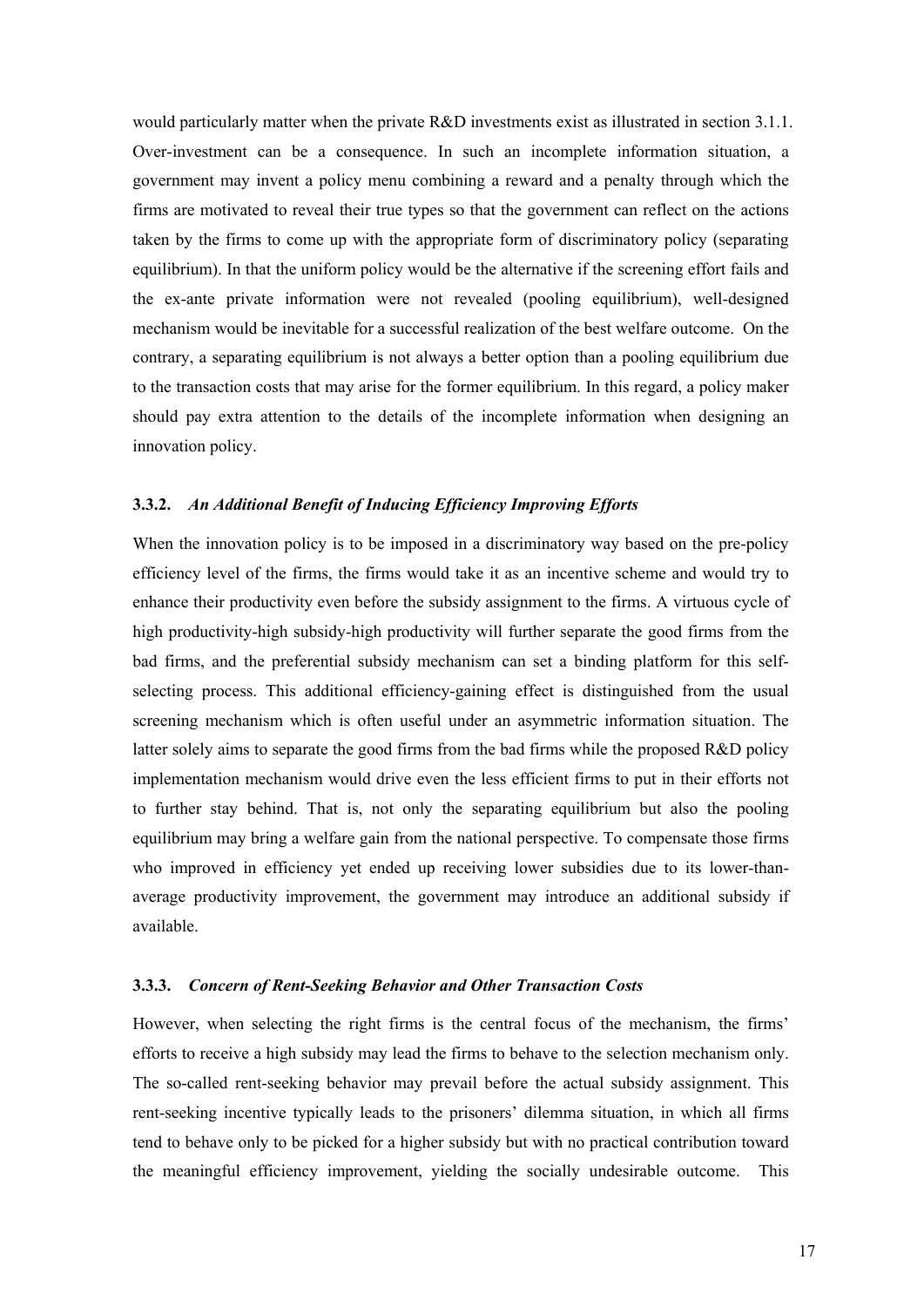would particularly matter when the private R&D investments exist as illustrated in section 3.1.1. Over-investment can be a consequence. In such an incomplete information situation, a government may invent a policy menu combining a reward and a penalty through which the firms are motivated to reveal their true types so that the government can reflect on the actions taken by the firms to come up with the appropriate form of discriminatory policy (separating equilibrium). In that the uniform policy would be the alternative if the screening effort fails and the ex-ante private information were not revealed (pooling equilibrium), well-designed mechanism would be inevitable for a successful realization of the best welfare outcome. On the contrary, a separating equilibrium is not always a better option than a pooling equilibrium due to the transaction costs that may arise for the former equilibrium. In this regard, a policy maker should pay extra attention to the details of the incomplete information when designing an innovation policy.

### 3.3.2. *An Additional Benefit of Inducing Efficiency Improving Efforts*

When the innovation policy is to be imposed in a discriminatory way based on the pre-policy efficiency level of the firms, the firms would take it as an incentive scheme and would try to enhance their productivity even before the subsidy assignment to the firms. A virtuous cycle of high productivity-high subsidy-high productivity will further separate the good firms from the bad firms, and the preferential subsidy mechanism can set a binding platform for this self-selecting process. This additional efficiency-gaining effect is distinguished from the usual screening mechanism which is often useful under an asymmetric information situation. The latter solely aims to separate the good firms from the bad firms while the proposed R&D policy implementation mechanism would drive even the less efficient firms to put in their efforts not to further stay behind. That is, not only the separating equilibrium but also the pooling equilibrium may bring a welfare gain from the national perspective. To compensate those firms who improved in efficiency yet ended up receiving lower subsidies due to its lower-than-average productivity improvement, the government may introduce an additional subsidy if available.

### 3.3.3. *Concern of Rent-Seeking Behavior and Other Transaction Costs*

However, when selecting the right firms is the central focus of the mechanism, the firms' efforts to receive a high subsidy may lead the firms to behave to the selection mechanism only. The so-called rent-seeking behavior may prevail before the actual subsidy assignment. This rent-seeking incentive typically leads to the prisoners' dilemma situation, in which all firms tend to behave only to be picked for a higher subsidy but with no practical contribution toward the meaningful efficiency improvement, yielding the socially undesirable outcome. This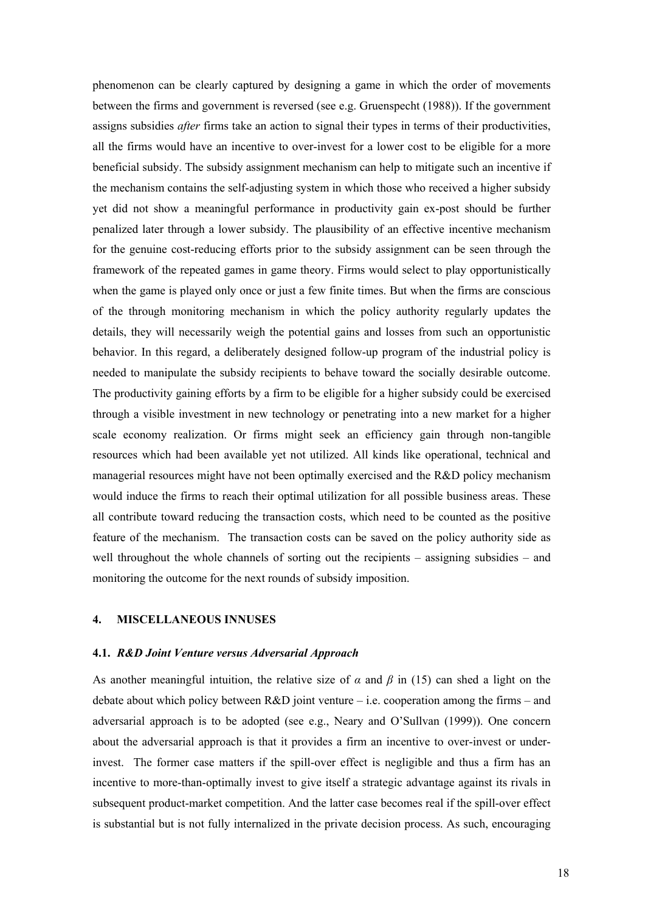phenomenon can be clearly captured by designing a game in which the order of movements between the firms and government is reversed (see e.g. Gruenspecht (1988)). If the government assigns subsidies *after* firms take an action to signal their types in terms of their productivities, all the firms would have an incentive to over-invest for a lower cost to be eligible for a more beneficial subsidy. The subsidy assignment mechanism can help to mitigate such an incentive if the mechanism contains the self-adjusting system in which those who received a higher subsidy yet did not show a meaningful performance in productivity gain ex-post should be further penalized later through a lower subsidy. The plausibility of an effective incentive mechanism for the genuine cost-reducing efforts prior to the subsidy assignment can be seen through the framework of the repeated games in game theory. Firms would select to play opportunistically when the game is played only once or just a few finite times. But when the firms are conscious of the through monitoring mechanism in which the policy authority regularly updates the details, they will necessarily weigh the potential gains and losses from such an opportunistic behavior. In this regard, a deliberately designed follow-up program of the industrial policy is needed to manipulate the subsidy recipients to behave toward the socially desirable outcome. The productivity gaining efforts by a firm to be eligible for a higher subsidy could be exercised through a visible investment in new technology or penetrating into a new market for a higher scale economy realization. Or firms might seek an efficiency gain through non-tangible resources which had been available yet not utilized. All kinds like operational, technical and managerial resources might have not been optimally exercised and the R&D policy mechanism would induce the firms to reach their optimal utilization for all possible business areas. These all contribute toward reducing the transaction costs, which need to be counted as the positive feature of the mechanism. The transaction costs can be saved on the policy authority side as well throughout the whole channels of sorting out the recipients – assigning subsidies – and monitoring the outcome for the next rounds of subsidy imposition.

## 4. MISCELLANEOUS INNUSES

### 4.1. *R&D Joint Venture versus Adversarial Approach*

As another meaningful intuition, the relative size of $\alpha$ and $\beta$ in (15) can shed a light on the debate about which policy between R&D joint venture – i.e. cooperation among the firms – and adversarial approach is to be adopted (see e.g., Neary and O'Sullvan (1999)). One concern about the adversarial approach is that it provides a firm an incentive to over-invest or under-invest. The former case matters if the spill-over effect is negligible and thus a firm has an incentive to more-than-optimally invest to give itself a strategic advantage against its rivals in subsequent product-market competition. And the latter case becomes real if the spill-over effect is substantial but is not fully internalized in the private decision process. As such, encouraging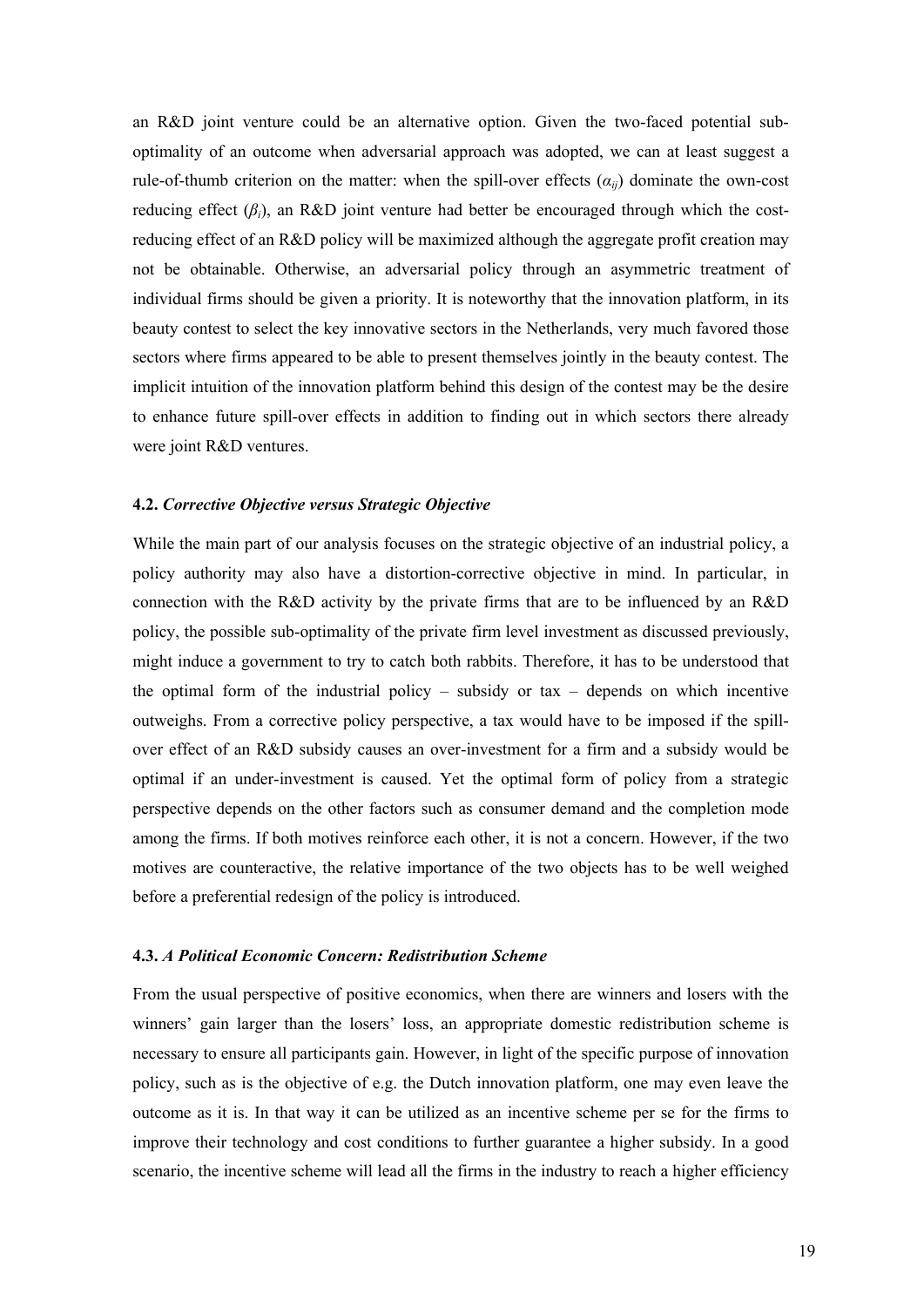an R&D joint venture could be an alternative option. Given the two-faced potential sub-optimality of an outcome when adversarial approach was adopted, we can at least suggest a rule-of-thumb criterion on the matter: when the spill-over effects ($\alpha_{ij}$) dominate the own-cost reducing effect ($\beta_i$), an R&D joint venture had better be encouraged through which the cost-reducing effect of an R&D policy will be maximized although the aggregate profit creation may not be obtainable. Otherwise, an adversarial policy through an asymmetric treatment of individual firms should be given a priority. It is noteworthy that the innovation platform, in its beauty contest to select the key innovative sectors in the Netherlands, very much favored those sectors where firms appeared to be able to present themselves jointly in the beauty contest. The implicit intuition of the innovation platform behind this design of the contest may be the desire to enhance future spill-over effects in addition to finding out in which sectors there already were joint R&D ventures.

#### 4.2. *Corrective Objective versus Strategic Objective*

While the main part of our analysis focuses on the strategic objective of an industrial policy, a policy authority may also have a distortion-corrective objective in mind. In particular, in connection with the R&D activity by the private firms that are to be influenced by an R&D policy, the possible sub-optimality of the private firm level investment as discussed previously, might induce a government to try to catch both rabbits. Therefore, it has to be understood that the optimal form of the industrial policy – subsidy or tax – depends on which incentive outweighs. From a corrective policy perspective, a tax would have to be imposed if the spill-over effect of an R&D subsidy causes an over-investment for a firm and a subsidy would be optimal if an under-investment is caused. Yet the optimal form of policy from a strategic perspective depends on the other factors such as consumer demand and the completion mode among the firms. If both motives reinforce each other, it is not a concern. However, if the two motives are counteractive, the relative importance of the two objects has to be well weighed before a preferential redesign of the policy is introduced.

#### 4.3. *A Political Economic Concern: Redistribution Scheme*

From the usual perspective of positive economics, when there are winners and losers with the winners' gain larger than the losers' loss, an appropriate domestic redistribution scheme is necessary to ensure all participants gain. However, in light of the specific purpose of innovation policy, such as is the objective of e.g. the Dutch innovation platform, one may even leave the outcome as it is. In that way it can be utilized as an incentive scheme per se for the firms to improve their technology and cost conditions to further guarantee a higher subsidy. In a good scenario, the incentive scheme will lead all the firms in the industry to reach a higher efficiency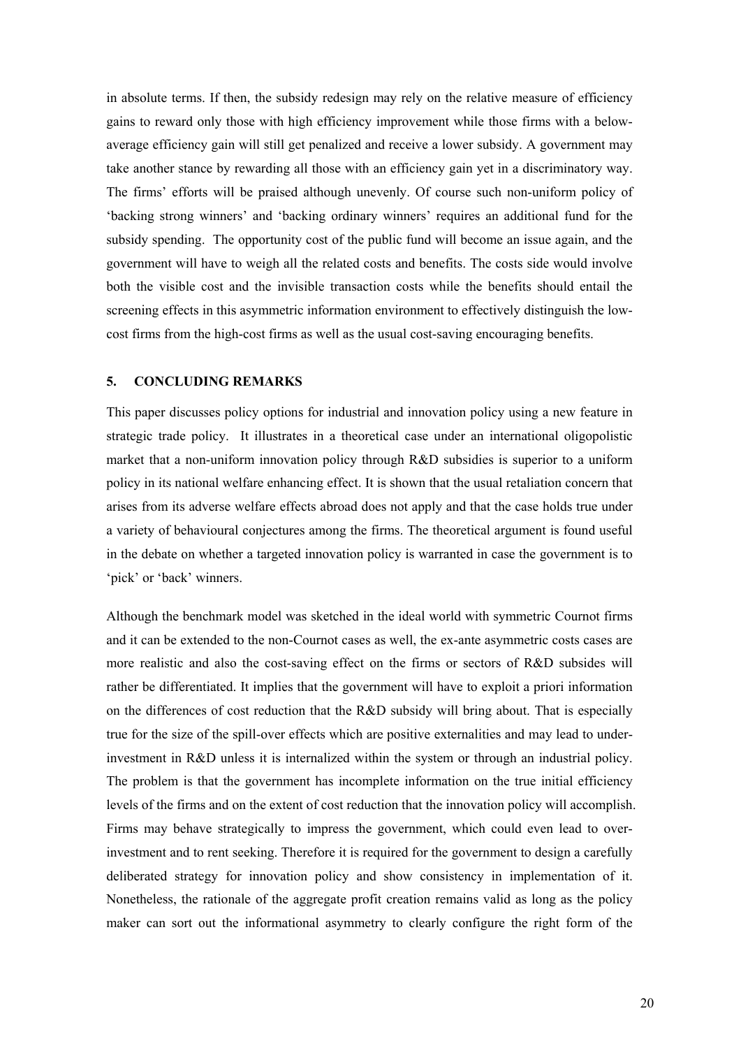in absolute terms. If then, the subsidy redesign may rely on the relative measure of efficiency gains to reward only those with high efficiency improvement while those firms with a below-average efficiency gain will still get penalized and receive a lower subsidy. A government may take another stance by rewarding all those with an efficiency gain yet in a discriminatory way. The firms' efforts will be praised although unevenly. Of course such non-uniform policy of 'backing strong winners' and 'backing ordinary winners' requires an additional fund for the subsidy spending. The opportunity cost of the public fund will become an issue again, and the government will have to weigh all the related costs and benefits. The costs side would involve both the visible cost and the invisible transaction costs while the benefits should entail the screening effects in this asymmetric information environment to effectively distinguish the low-cost firms from the high-cost firms as well as the usual cost-saving encouraging benefits.

## 5. CONCLUDING REMARKS

This paper discusses policy options for industrial and innovation policy using a new feature in strategic trade policy. It illustrates in a theoretical case under an international oligopolistic market that a non-uniform innovation policy through R&D subsidies is superior to a uniform policy in its national welfare enhancing effect. It is shown that the usual retaliation concern that arises from its adverse welfare effects abroad does not apply and that the case holds true under a variety of behavioural conjectures among the firms. The theoretical argument is found useful in the debate on whether a targeted innovation policy is warranted in case the government is to 'pick' or 'back' winners.

Although the benchmark model was sketched in the ideal world with symmetric Cournot firms and it can be extended to the non-Cournot cases as well, the ex-ante asymmetric costs cases are more realistic and also the cost-saving effect on the firms or sectors of R&D subsides will rather be differentiated. It implies that the government will have to exploit a priori information on the differences of cost reduction that the R&D subsidy will bring about. That is especially true for the size of the spill-over effects which are positive externalities and may lead to under-investment in R&D unless it is internalized within the system or through an industrial policy. The problem is that the government has incomplete information on the true initial efficiency levels of the firms and on the extent of cost reduction that the innovation policy will accomplish. Firms may behave strategically to impress the government, which could even lead to over-investment and to rent seeking. Therefore it is required for the government to design a carefully deliberated strategy for innovation policy and show consistency in implementation of it. Nonetheless, the rationale of the aggregate profit creation remains valid as long as the policy maker can sort out the informational asymmetry to clearly configure the right form of the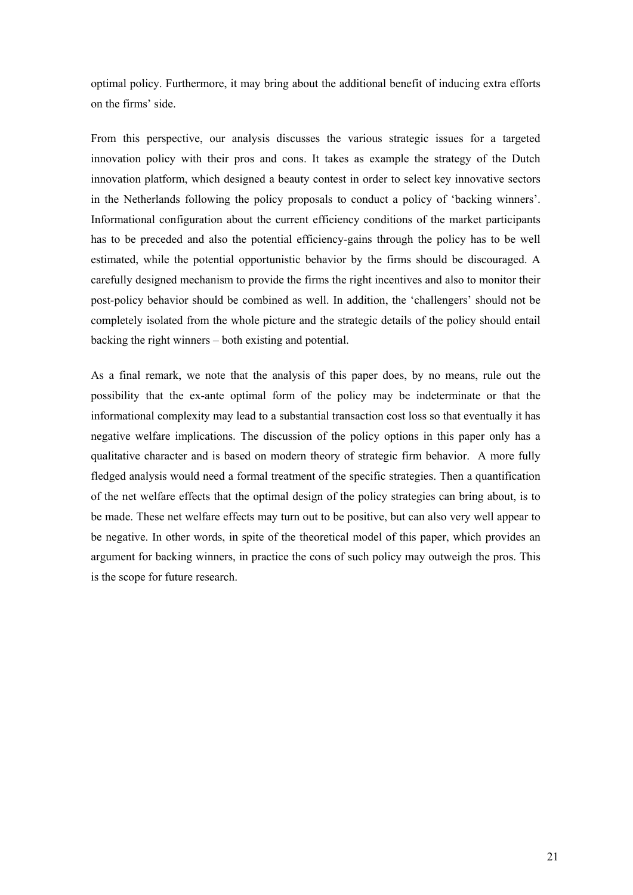optimal policy. Furthermore, it may bring about the additional benefit of inducing extra efforts on the firms' side.

From this perspective, our analysis discusses the various strategic issues for a targeted innovation policy with their pros and cons. It takes as example the strategy of the Dutch innovation platform, which designed a beauty contest in order to select key innovative sectors in the Netherlands following the policy proposals to conduct a policy of 'backing winners'. Informational configuration about the current efficiency conditions of the market participants has to be preceded and also the potential efficiency-gains through the policy has to be well estimated, while the potential opportunistic behavior by the firms should be discouraged. A carefully designed mechanism to provide the firms the right incentives and also to monitor their post-policy behavior should be combined as well. In addition, the 'challengers' should not be completely isolated from the whole picture and the strategic details of the policy should entail backing the right winners – both existing and potential.

As a final remark, we note that the analysis of this paper does, by no means, rule out the possibility that the ex-ante optimal form of the policy may be indeterminate or that the informational complexity may lead to a substantial transaction cost loss so that eventually it has negative welfare implications. The discussion of the policy options in this paper only has a qualitative character and is based on modern theory of strategic firm behavior. A more fully fledged analysis would need a formal treatment of the specific strategies. Then a quantification of the net welfare effects that the optimal design of the policy strategies can bring about, is to be made. These net welfare effects may turn out to be positive, but can also very well appear to be negative. In other words, in spite of the theoretical model of this paper, which provides an argument for backing winners, in practice the cons of such policy may outweigh the pros. This is the scope for future research.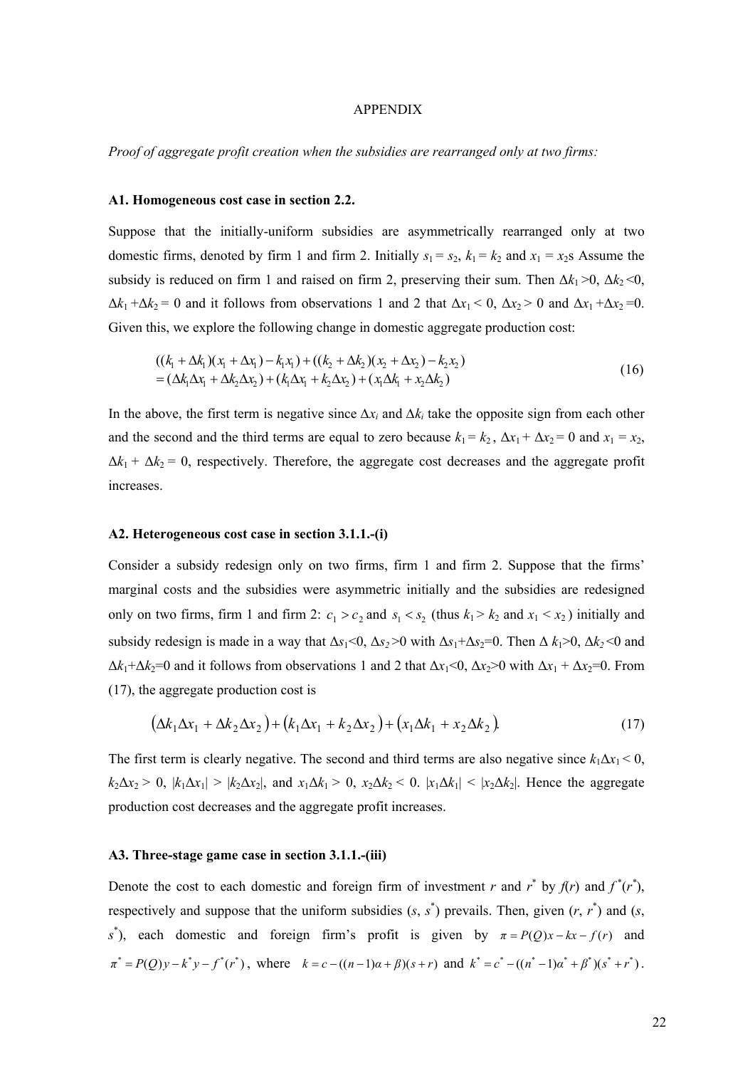APPENDIX

*Proof of aggregate profit creation when the subsidies are rearranged only at two firms:*

**A1. Homogeneous cost case in section 2.2.**

Suppose that the initially-uniform subsidies are asymmetrically rearranged only at two domestic firms, denoted by firm 1 and firm 2. Initially $s_1 = s_2$, $k_1 = k_2$ and $x_1 = x_2$s Assume the subsidy is reduced on firm 1 and raised on firm 2, preserving their sum. Then $\Delta k_1 > 0$, $\Delta k_2 < 0$, $\Delta k_1 + \Delta k_2 = 0$ and it follows from observations 1 and 2 that $\Delta x_1 < 0$, $\Delta x_2 > 0$ and $\Delta x_1 + \Delta x_2 = 0$. Given this, we explore the following change in domestic aggregate production cost:

$$
\begin{aligned}
&((k_1 + \Delta k_1)(x_1 + \Delta x_1) - k_1 x_1) + ((k_2 + \Delta k_2)(x_2 + \Delta x_2) - k_2 x_2) \\
&= (\Delta k_1 \Delta x_1 + \Delta k_2 \Delta x_2) + (k_1 \Delta x_1 + k_2 \Delta x_2) + (x_1 \Delta k_1 + x_2 \Delta k_2)
\end{aligned}
\tag{16}
$$

In the above, the first term is negative since $\Delta x_i$ and $\Delta k_i$ take the opposite sign from each other and the second and the third terms are equal to zero because $k_1 = k_2$, $\Delta x_1 + \Delta x_2 = 0$ and $x_1 = x_2$, $\Delta k_1 + \Delta k_2 = 0$, respectively. Therefore, the aggregate cost decreases and the aggregate profit increases.

**A2. Heterogeneous cost case in section 3.1.1.-(i)**

Consider a subsidy redesign only on two firms, firm 1 and firm 2. Suppose that the firms' marginal costs and the subsidies were asymmetric initially and the subsidies are redesigned only on two firms, firm 1 and firm 2: $c_1 > c_2$ and $s_1 < s_2$ (thus $k_1 > k_2$ and $x_1 < x_2$) initially and subsidy redesign is made in a way that $\Delta s_1 < 0$, $\Delta s_2 > 0$ with $\Delta s_1 + \Delta s_2 = 0$. Then $\Delta k_1 > 0$, $\Delta k_2 < 0$ and $\Delta k_1 + \Delta k_2 = 0$ and it follows from observations 1 and 2 that $\Delta x_1 < 0$, $\Delta x_2 > 0$ with $\Delta x_1 + \Delta x_2 = 0$. From (17), the aggregate production cost is

$$
(\Delta k_1 \Delta x_1 + \Delta k_2 \Delta x_2) + (k_1 \Delta x_1 + k_2 \Delta x_2) + (x_1 \Delta k_1 + x_2 \Delta k_2). \tag{17}
$$

The first term is clearly negative. The second and third terms are also negative since $k_1 \Delta x_1 < 0$, $k_2 \Delta x_2 > 0$, $|k_1 \Delta x_1| > |k_2 \Delta x_2|$, and $x_1 \Delta k_1 > 0$, $x_2 \Delta k_2 < 0$. $|x_1 \Delta k_1| < |x_2 \Delta k_2|$. Hence the aggregate production cost decreases and the aggregate profit increases.

**A3. Three-stage game case in section 3.1.1.-(iii)**

Denote the cost to each domestic and foreign firm of investment $r$ and $r^*$ by $f(r)$ and $f^*(r^*)$, respectively and suppose that the uniform subsidies $(s, s^*)$ prevails. Then, given $(r, r^*)$ and $(s, s^*)$, each domestic and foreign firm's profit is given by $\pi = P(Q)x - kx - f(r)$ and $\pi^* = P(Q)y - k^* y - f^*(r^*)$, where $k = c - ((n-1)\alpha + \beta)(s + r)$ and $k^* = c^* - ((n^* - 1)\alpha^* + \beta^*)(s^* + r^*)$.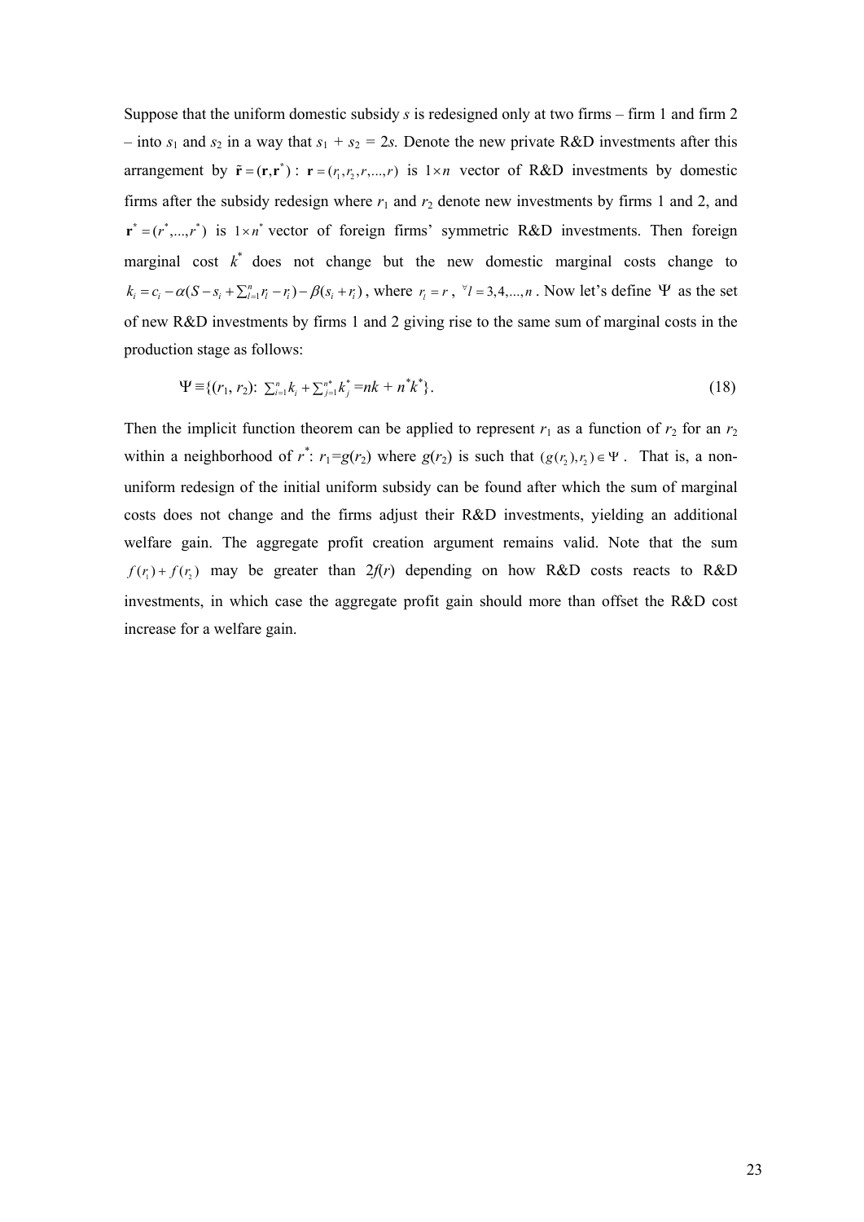Suppose that the uniform domestic subsidy $s$ is redesigned only at two firms – firm 1 and firm 2 – into $s_1$ and $s_2$ in a way that $s_1 + s_2 = 2s$. Denote the new private R&D investments after this arrangement by $\tilde{\mathbf{r}} = (\mathbf{r}, \mathbf{r}^*)$ : $\mathbf{r} = (r_1, r_2, r, ..., r)$ is $1 \times n$ vector of R&D investments by domestic firms after the subsidy redesign where $r_1$ and $r_2$ denote new investments by firms 1 and 2, and $\mathbf{r}^* = (r^*, ..., r^*)$ is $1 \times n^*$ vector of foreign firms' symmetric R&D investments. Then foreign marginal cost $k^*$ does not change but the new domestic marginal costs change to $k_i = c_i - \alpha(S - s_i + \sum_{l=1}^{n} r_l - r_i) - \beta(s_i + r_i)$, where $r_l = r$, $\forall l = 3, 4, ..., n$. Now let's define $\Psi$ as the set of new R&D investments by firms 1 and 2 giving rise to the same sum of marginal costs in the production stage as follows:

$$\Psi \equiv \{(r_1, r_2)\text{: } \textstyle\sum_{i=1}^{n} k_i + \sum_{j=1}^{n^*} k_j^* = nk + n^* k^*\}. \tag{18}$$

Then the implicit function theorem can be applied to represent $r_1$ as a function of $r_2$ for an $r_2$ within a neighborhood of $r^*$: $r_1 = g(r_2)$ where $g(r_2)$ is such that $(g(r_2), r_2) \in \Psi$. That is, a non-uniform redesign of the initial uniform subsidy can be found after which the sum of marginal costs does not change and the firms adjust their R&D investments, yielding an additional welfare gain. The aggregate profit creation argument remains valid. Note that the sum $f(r_1) + f(r_2)$ may be greater than $2f(r)$ depending on how R&D costs reacts to R&D investments, in which case the aggregate profit gain should more than offset the R&D cost increase for a welfare gain.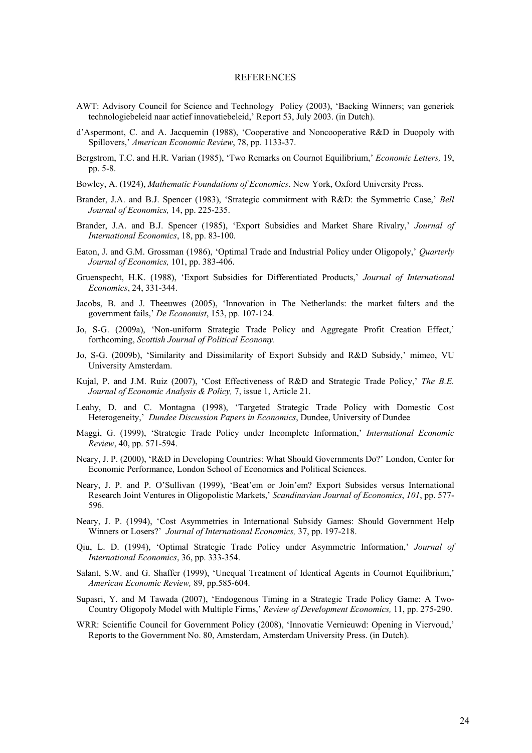# REFERENCES

AWT: Advisory Council for Science and Technology Policy (2003), 'Backing Winners; van generiek technologiebeleid naar actief innovatiebeleid,' Report 53, July 2003. (in Dutch).

d'Aspermont, C. and A. Jacquemin (1988), 'Cooperative and Noncooperative R&D in Duopoly with Spillovers,' *American Economic Review*, 78, pp. 1133-37.

Bergstrom, T.C. and H.R. Varian (1985), 'Two Remarks on Cournot Equilibrium,' *Economic Letters,* 19, pp. 5-8.

Bowley, A. (1924), *Mathematic Foundations of Economics*. New York, Oxford University Press.

Brander, J.A. and B.J. Spencer (1983), 'Strategic commitment with R&D: the Symmetric Case,' *Bell Journal of Economics,* 14, pp. 225-235.

Brander, J.A. and B.J. Spencer (1985), 'Export Subsidies and Market Share Rivalry,' *Journal of International Economics*, 18, pp. 83-100.

Eaton, J. and G.M. Grossman (1986), 'Optimal Trade and Industrial Policy under Oligopoly,' *Quarterly Journal of Economics,* 101, pp. 383-406.

Gruenspecht, H.K. (1988), 'Export Subsidies for Differentiated Products,' *Journal of International Economics*, 24, 331-344.

Jacobs, B. and J. Theeuwes (2005), 'Innovation in The Netherlands: the market falters and the government fails,' *De Economist*, 153, pp. 107-124.

Jo, S-G. (2009a), 'Non-uniform Strategic Trade Policy and Aggregate Profit Creation Effect,' forthcoming, *Scottish Journal of Political Economy.*

Jo, S-G. (2009b), 'Similarity and Dissimilarity of Export Subsidy and R&D Subsidy,' mimeo, VU University Amsterdam.

Kujal, P. and J.M. Ruiz (2007), 'Cost Effectiveness of R&D and Strategic Trade Policy,' *The B.E. Journal of Economic Analysis & Policy,* 7, issue 1, Article 21.

Leahy, D. and C. Montagna (1998), 'Targeted Strategic Trade Policy with Domestic Cost Heterogeneity,' *Dundee Discussion Papers in Economics*, Dundee, University of Dundee

Maggi, G. (1999), 'Strategic Trade Policy under Incomplete Information,' *International Economic Review*, 40, pp. 571-594.

Neary, J. P. (2000), 'R&D in Developing Countries: What Should Governments Do?' London, Center for Economic Performance, London School of Economics and Political Sciences.

Neary, J. P. and P. O'Sullivan (1999), 'Beat'em or Join'em? Export Subsides versus International Research Joint Ventures in Oligopolistic Markets,' *Scandinavian Journal of Economics*, *101*, pp. 577-596.

Neary, J. P. (1994), 'Cost Asymmetries in International Subsidy Games: Should Government Help Winners or Losers?' *Journal of International Economics,* 37, pp. 197-218.

Qiu, L. D. (1994), 'Optimal Strategic Trade Policy under Asymmetric Information,' *Journal of International Economics*, 36, pp. 333-354.

Salant, S.W. and G. Shaffer (1999), 'Unequal Treatment of Identical Agents in Cournot Equilibrium,' *American Economic Review,* 89, pp.585-604.

Supasri, Y. and M Tawada (2007), 'Endogenous Timing in a Strategic Trade Policy Game: A Two-Country Oligopoly Model with Multiple Firms,' *Review of Development Economics,* 11, pp. 275-290.

WRR: Scientific Council for Government Policy (2008), 'Innovatie Vernieuwd: Opening in Viervoud,' Reports to the Government No. 80, Amsterdam, Amsterdam University Press. (in Dutch).